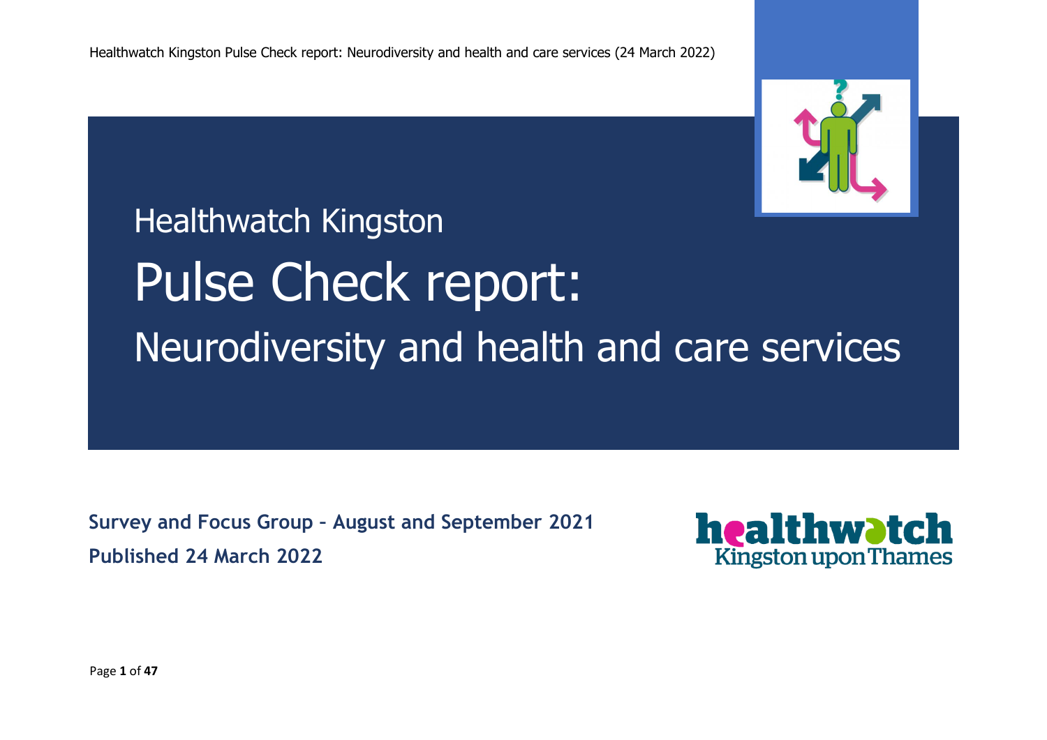Healthwatch Kingston

# Pulse Check report:

## Neurodiversity and health and care services

**Survey and Focus Group – August and September 2021**

**Published 24 March 2022**

healthwatch Kingston upon Thames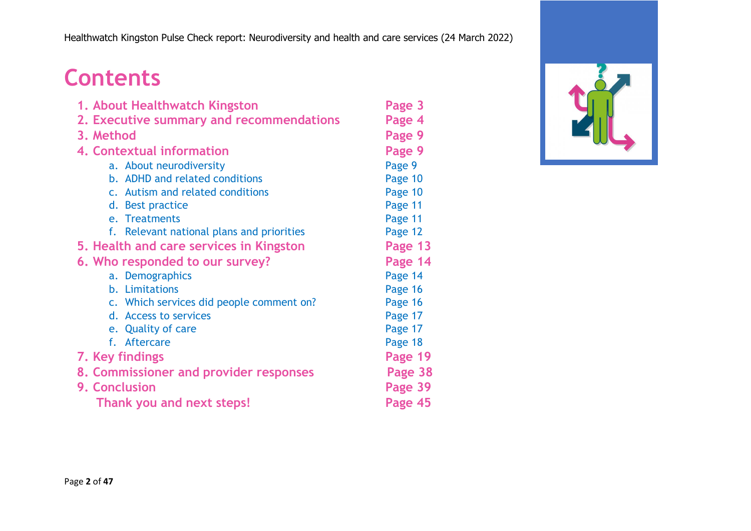# Contents

1. About Healthwatch Kingston — Page 3
2. Executive summary and recommendations — Page 4
3. Method — Page 9
4. Contextual information — Page 9
   a. About neurodiversity — Page 9
   b. ADHD and related conditions — Page 10
   c. Autism and related conditions — Page 10
   d. Best practice — Page 11
   e. Treatments — Page 11
   f. Relevant national plans and priorities — Page 12
5. Health and care services in Kingston — Page 13
6. Who responded to our survey? — Page 14
   a. Demographics — Page 14
   b. Limitations — Page 16
   c. Which services did people comment on? — Page 16
   d. Access to services — Page 17
   e. Quality of care — Page 17
   f. Aftercare — Page 18
7. Key findings — Page 19
8. Commissioner and provider responses — Page 38
9. Conclusion — Page 39

Thank you and next steps! — Page 45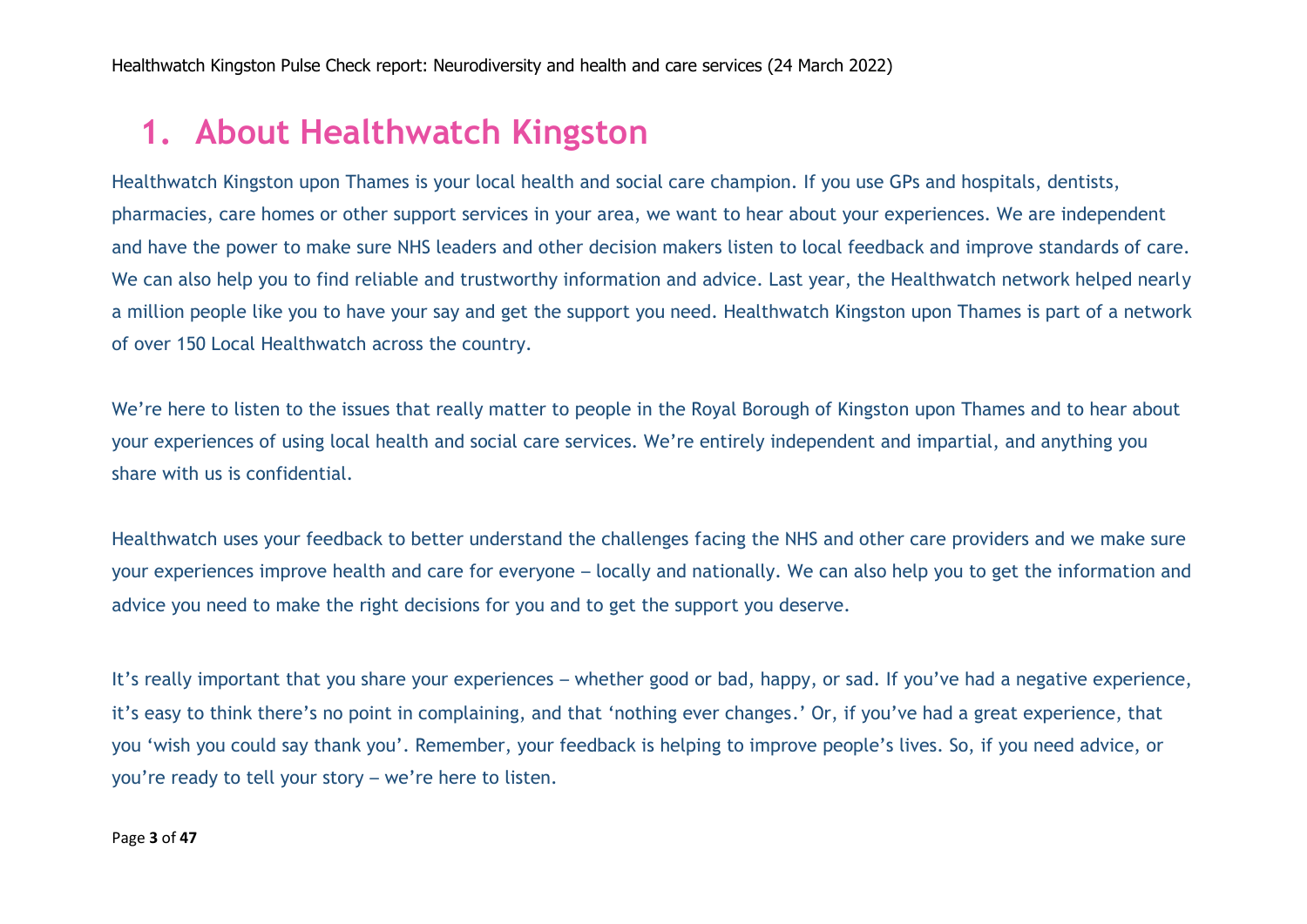# 1. About Healthwatch Kingston

Healthwatch Kingston upon Thames is your local health and social care champion. If you use GPs and hospitals, dentists, pharmacies, care homes or other support services in your area, we want to hear about your experiences. We are independent and have the power to make sure NHS leaders and other decision makers listen to local feedback and improve standards of care. We can also help you to find reliable and trustworthy information and advice. Last year, the Healthwatch network helped nearly a million people like you to have your say and get the support you need. Healthwatch Kingston upon Thames is part of a network of over 150 Local Healthwatch across the country.

We're here to listen to the issues that really matter to people in the Royal Borough of Kingston upon Thames and to hear about your experiences of using local health and social care services. We're entirely independent and impartial, and anything you share with us is confidential.

Healthwatch uses your feedback to better understand the challenges facing the NHS and other care providers and we make sure your experiences improve health and care for everyone – locally and nationally. We can also help you to get the information and advice you need to make the right decisions for you and to get the support you deserve.

It's really important that you share your experiences – whether good or bad, happy, or sad. If you've had a negative experience, it's easy to think there's no point in complaining, and that 'nothing ever changes.' Or, if you've had a great experience, that you 'wish you could say thank you'. Remember, your feedback is helping to improve people's lives. So, if you need advice, or you're ready to tell your story – we're here to listen.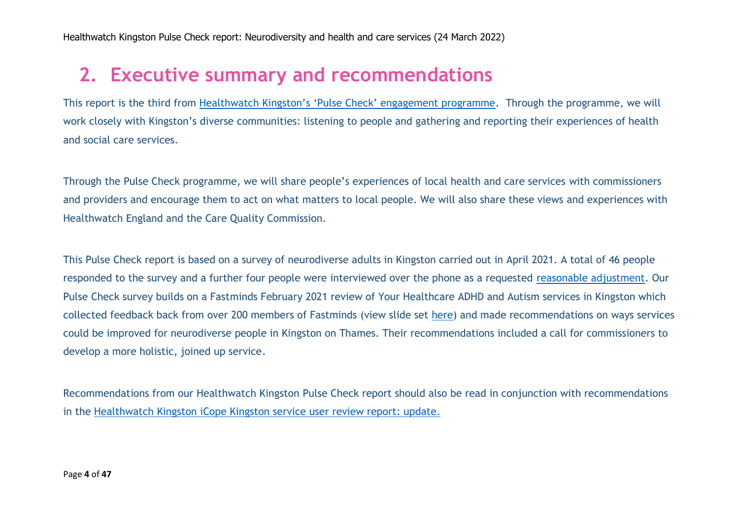# 2. Executive summary and recommendations

This report is the third from Healthwatch Kingston's 'Pulse Check' engagement programme. Through the programme, we will work closely with Kingston's diverse communities: listening to people and gathering and reporting their experiences of health and social care services.

Through the Pulse Check programme, we will share people's experiences of local health and care services with commissioners and providers and encourage them to act on what matters to local people. We will also share these views and experiences with Healthwatch England and the Care Quality Commission.

This Pulse Check report is based on a survey of neurodiverse adults in Kingston carried out in April 2021. A total of 46 people responded to the survey and a further four people were interviewed over the phone as a requested reasonable adjustment. Our Pulse Check survey builds on a Fastminds February 2021 review of Your Healthcare ADHD and Autism services in Kingston which collected feedback back from over 200 members of Fastminds (view slide set here) and made recommendations on ways services could be improved for neurodiverse people in Kingston on Thames. Their recommendations included a call for commissioners to develop a more holistic, joined up service.

Recommendations from our Healthwatch Kingston Pulse Check report should also be read in conjunction with recommendations in the Healthwatch Kingston iCope Kingston service user review report: update.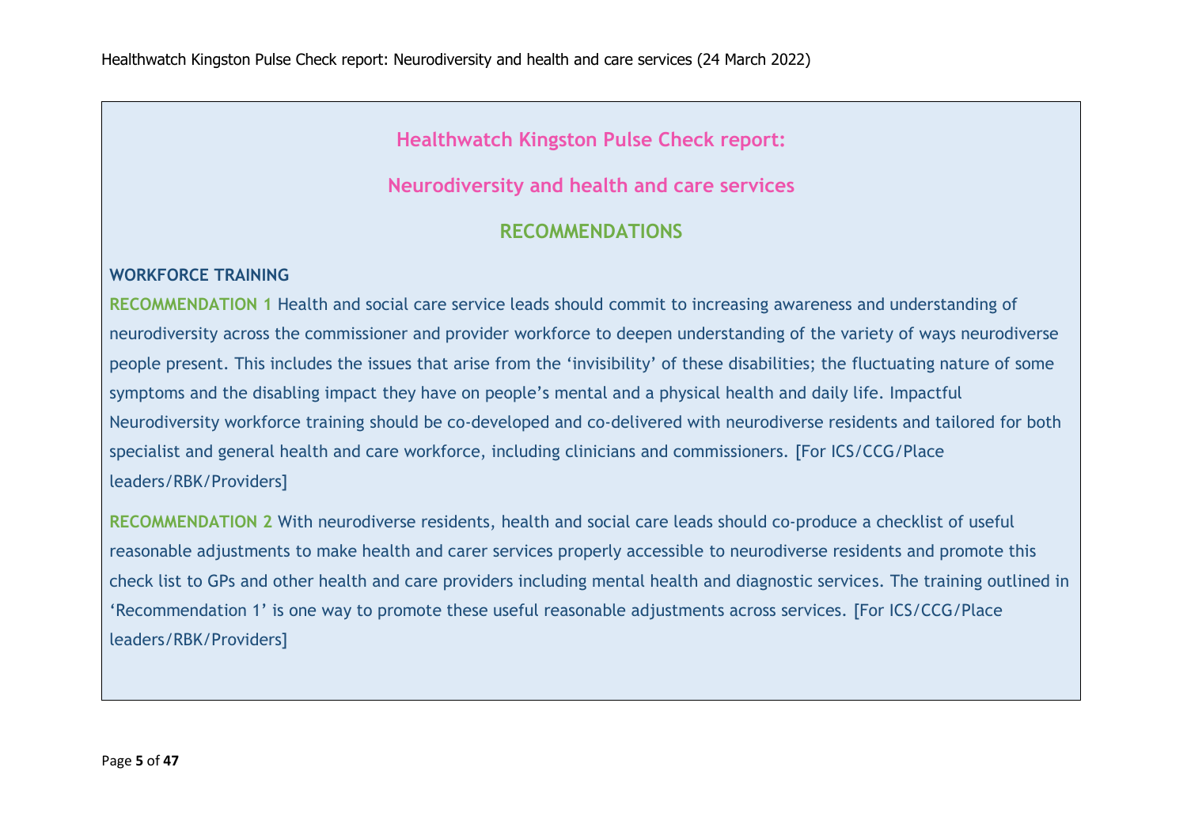## Healthwatch Kingston Pulse Check report:

## Neurodiversity and health and care services

## RECOMMENDATIONS

### WORKFORCE TRAINING

**RECOMMENDATION 1** Health and social care service leads should commit to increasing awareness and understanding of neurodiversity across the commissioner and provider workforce to deepen understanding of the variety of ways neurodiverse people present. This includes the issues that arise from the 'invisibility' of these disabilities; the fluctuating nature of some symptoms and the disabling impact they have on people's mental and a physical health and daily life. Impactful Neurodiversity workforce training should be co-developed and co-delivered with neurodiverse residents and tailored for both specialist and general health and care workforce, including clinicians and commissioners. [For ICS/CCG/Place leaders/RBK/Providers]

**RECOMMENDATION 2** With neurodiverse residents, health and social care leads should co-produce a checklist of useful reasonable adjustments to make health and carer services properly accessible to neurodiverse residents and promote this check list to GPs and other health and care providers including mental health and diagnostic services. The training outlined in 'Recommendation 1' is one way to promote these useful reasonable adjustments across services. [For ICS/CCG/Place leaders/RBK/Providers]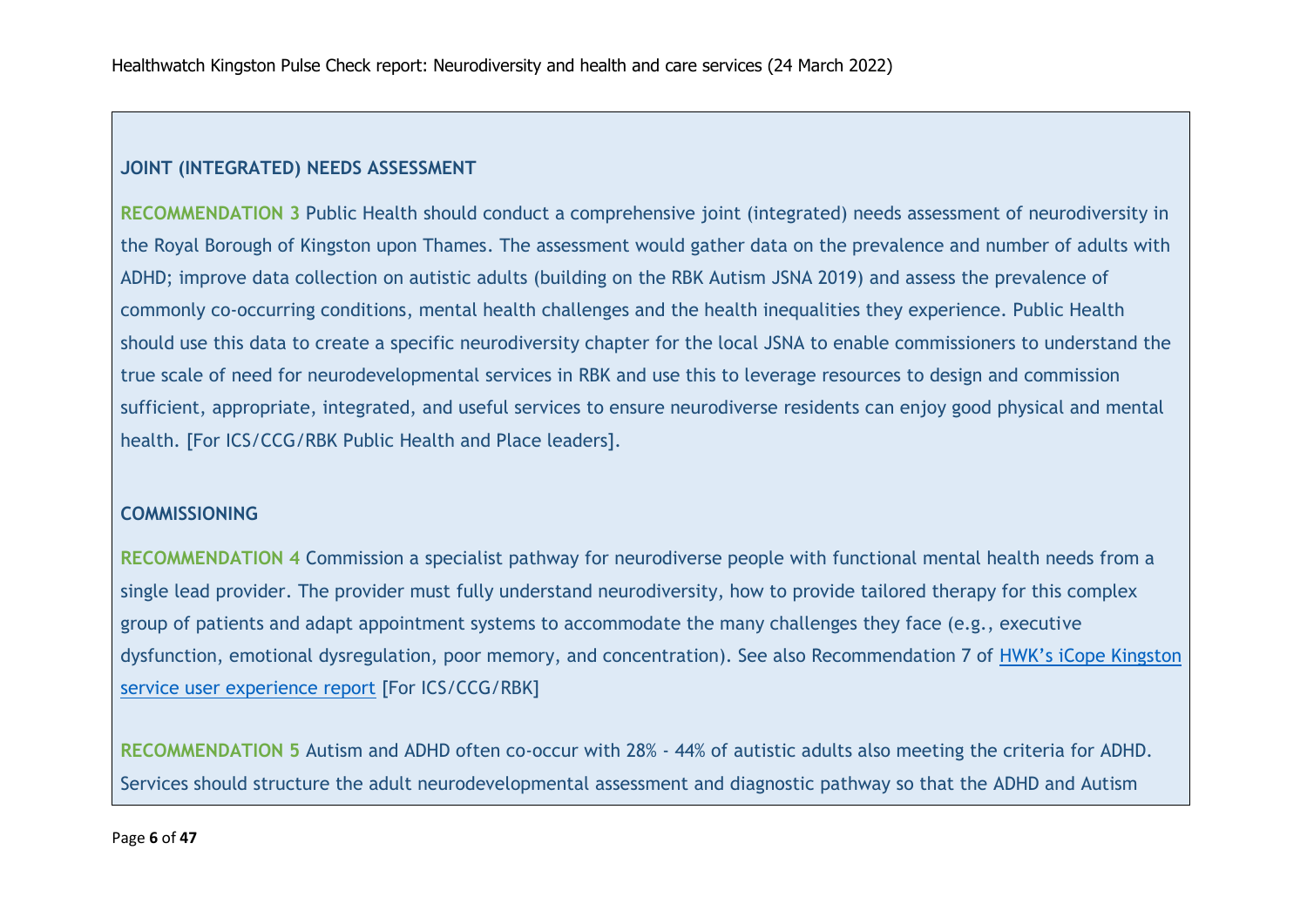### JOINT (INTEGRATED) NEEDS ASSESSMENT

**RECOMMENDATION 3** Public Health should conduct a comprehensive joint (integrated) needs assessment of neurodiversity in the Royal Borough of Kingston upon Thames. The assessment would gather data on the prevalence and number of adults with ADHD; improve data collection on autistic adults (building on the RBK Autism JSNA 2019) and assess the prevalence of commonly co-occurring conditions, mental health challenges and the health inequalities they experience. Public Health should use this data to create a specific neurodiversity chapter for the local JSNA to enable commissioners to understand the true scale of need for neurodevelopmental services in RBK and use this to leverage resources to design and commission sufficient, appropriate, integrated, and useful services to ensure neurodiverse residents can enjoy good physical and mental health. [For ICS/CCG/RBK Public Health and Place leaders].

### COMMISSIONING

**RECOMMENDATION 4** Commission a specialist pathway for neurodiverse people with functional mental health needs from a single lead provider. The provider must fully understand neurodiversity, how to provide tailored therapy for this complex group of patients and adapt appointment systems to accommodate the many challenges they face (e.g., executive dysfunction, emotional dysregulation, poor memory, and concentration). See also Recommendation 7 of HWK's iCope Kingston service user experience report [For ICS/CCG/RBK]

**RECOMMENDATION 5** Autism and ADHD often co-occur with 28% - 44% of autistic adults also meeting the criteria for ADHD. Services should structure the adult neurodevelopmental assessment and diagnostic pathway so that the ADHD and Autism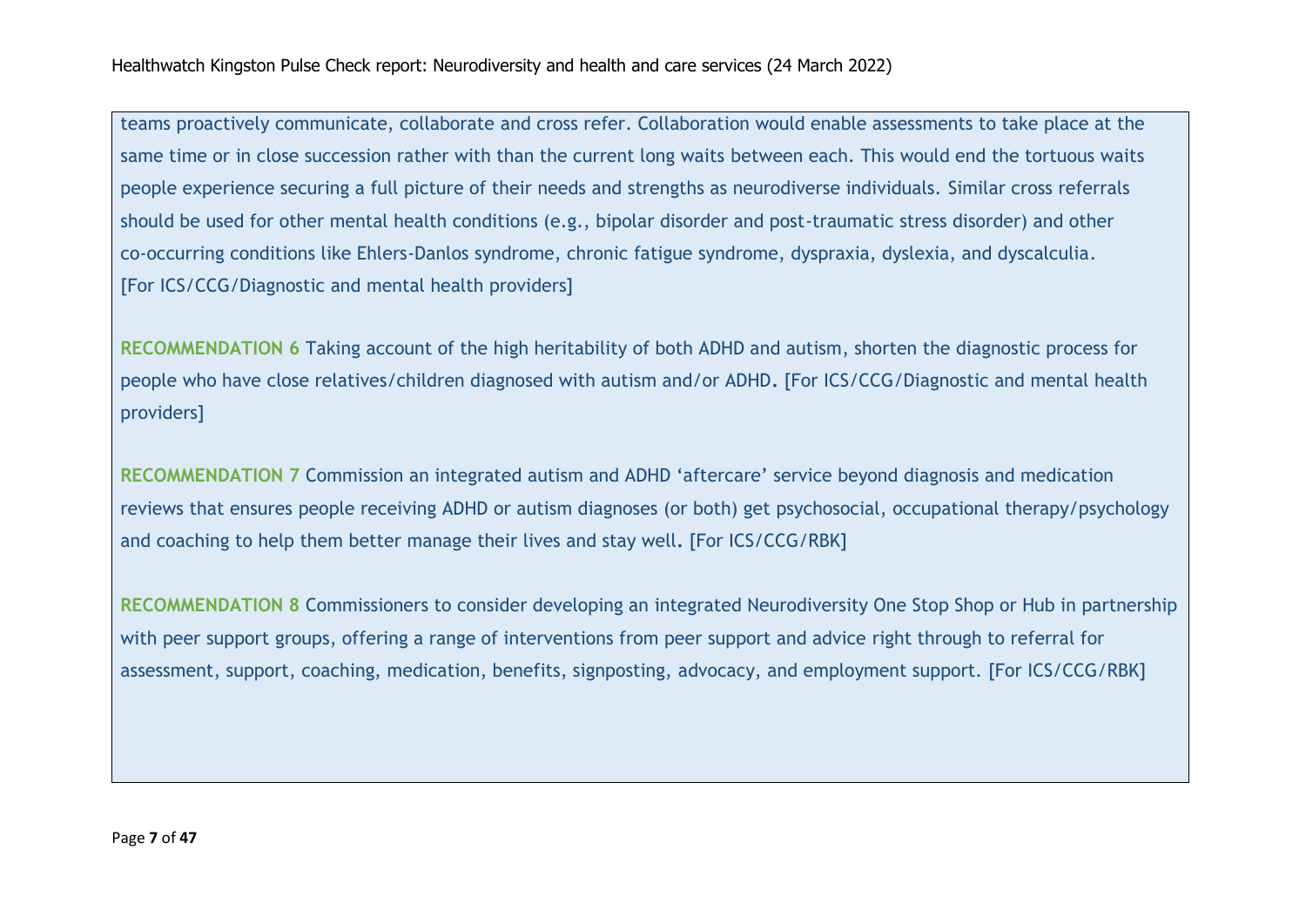teams proactively communicate, collaborate and cross refer. Collaboration would enable assessments to take place at the same time or in close succession rather with than the current long waits between each. This would end the tortuous waits people experience securing a full picture of their needs and strengths as neurodiverse individuals. Similar cross referrals should be used for other mental health conditions (e.g., bipolar disorder and post-traumatic stress disorder) and other co-occurring conditions like Ehlers-Danlos syndrome, chronic fatigue syndrome, dyspraxia, dyslexia, and dyscalculia. [For ICS/CCG/Diagnostic and mental health providers]

**RECOMMENDATION 6** Taking account of the high heritability of both ADHD and autism, shorten the diagnostic process for people who have close relatives/children diagnosed with autism and/or ADHD. [For ICS/CCG/Diagnostic and mental health providers]

**RECOMMENDATION 7** Commission an integrated autism and ADHD 'aftercare' service beyond diagnosis and medication reviews that ensures people receiving ADHD or autism diagnoses (or both) get psychosocial, occupational therapy/psychology and coaching to help them better manage their lives and stay well. [For ICS/CCG/RBK]

**RECOMMENDATION 8** Commissioners to consider developing an integrated Neurodiversity One Stop Shop or Hub in partnership with peer support groups, offering a range of interventions from peer support and advice right through to referral for assessment, support, coaching, medication, benefits, signposting, advocacy, and employment support. [For ICS/CCG/RBK]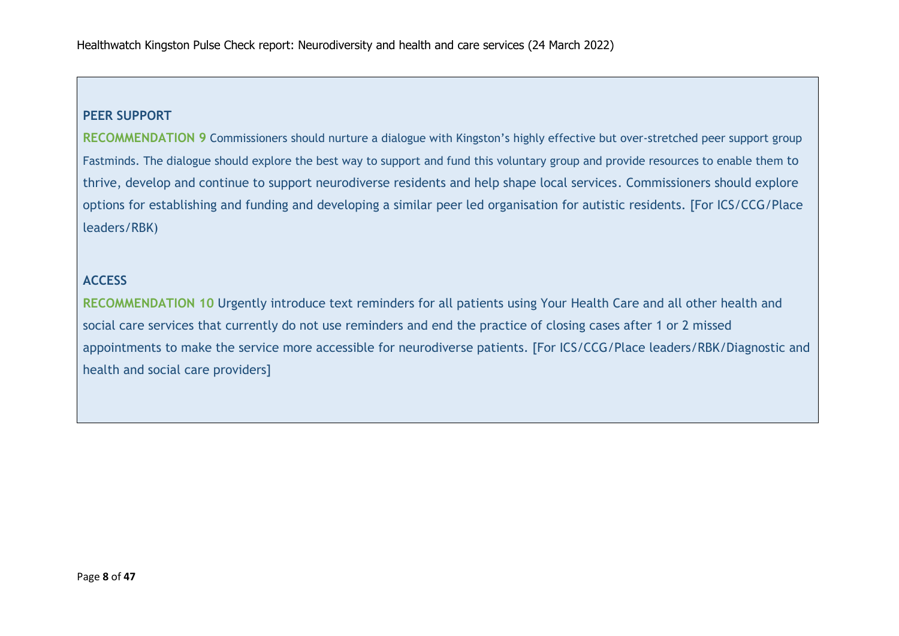**PEER SUPPORT**

**RECOMMENDATION 9** Commissioners should nurture a dialogue with Kingston's highly effective but over-stretched peer support group Fastminds. The dialogue should explore the best way to support and fund this voluntary group and provide resources to enable them to thrive, develop and continue to support neurodiverse residents and help shape local services. Commissioners should explore options for establishing and funding and developing a similar peer led organisation for autistic residents. [For ICS/CCG/Place leaders/RBK)

**ACCESS**

**RECOMMENDATION 10** Urgently introduce text reminders for all patients using Your Health Care and all other health and social care services that currently do not use reminders and end the practice of closing cases after 1 or 2 missed appointments to make the service more accessible for neurodiverse patients. [For ICS/CCG/Place leaders/RBK/Diagnostic and health and social care providers]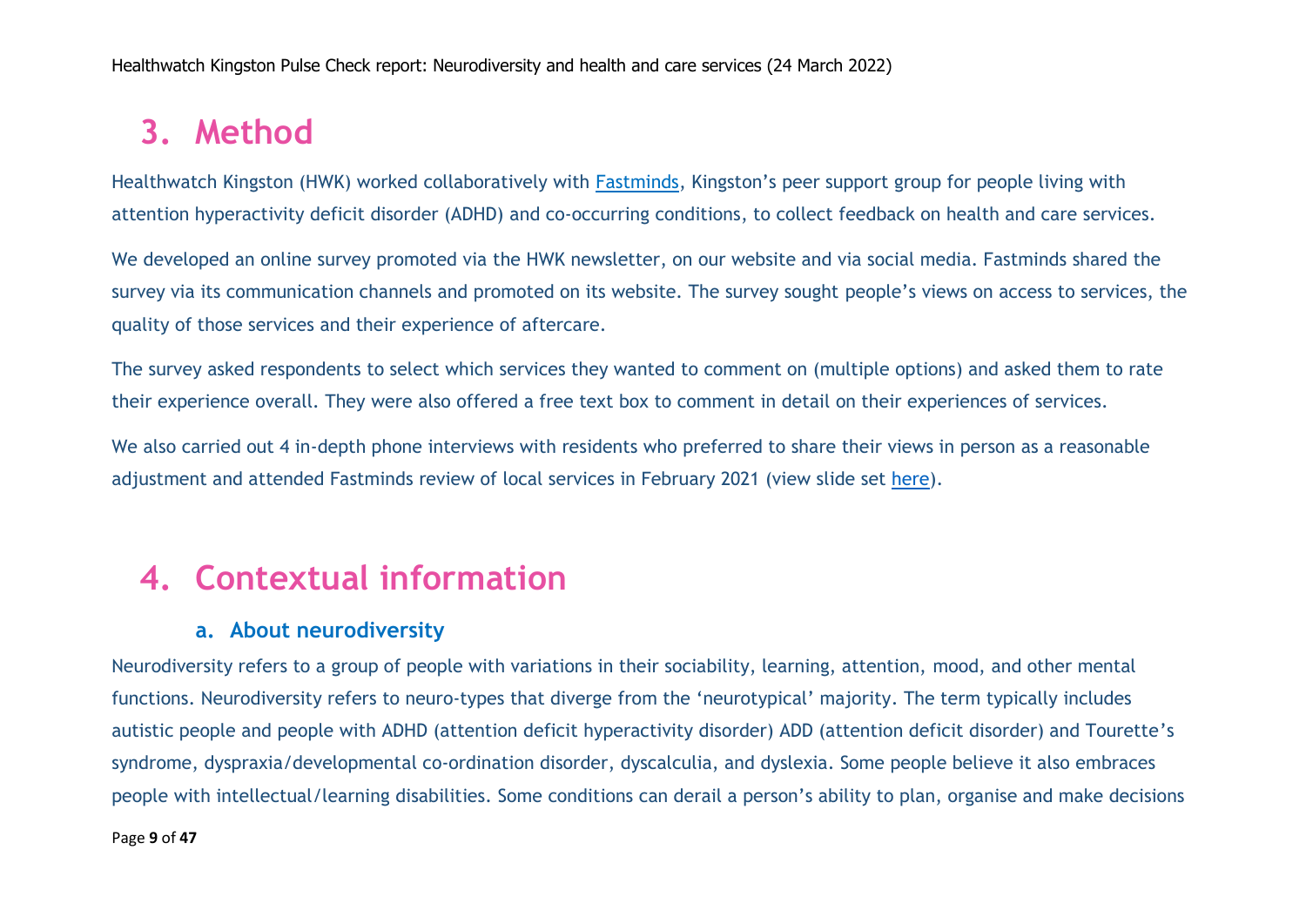## 3. Method

Healthwatch Kingston (HWK) worked collaboratively with Fastminds, Kingston's peer support group for people living with attention hyperactivity deficit disorder (ADHD) and co-occurring conditions, to collect feedback on health and care services.

We developed an online survey promoted via the HWK newsletter, on our website and via social media. Fastminds shared the survey via its communication channels and promoted on its website. The survey sought people's views on access to services, the quality of those services and their experience of aftercare.

The survey asked respondents to select which services they wanted to comment on (multiple options) and asked them to rate their experience overall. They were also offered a free text box to comment in detail on their experiences of services.

We also carried out 4 in-depth phone interviews with residents who preferred to share their views in person as a reasonable adjustment and attended Fastminds review of local services in February 2021 (view slide set here).

## 4. Contextual information

### a. About neurodiversity

Neurodiversity refers to a group of people with variations in their sociability, learning, attention, mood, and other mental functions. Neurodiversity refers to neuro-types that diverge from the 'neurotypical' majority. The term typically includes autistic people and people with ADHD (attention deficit hyperactivity disorder) ADD (attention deficit disorder) and Tourette's syndrome, dyspraxia/developmental co-ordination disorder, dyscalculia, and dyslexia. Some people believe it also embraces people with intellectual/learning disabilities. Some conditions can derail a person's ability to plan, organise and make decisions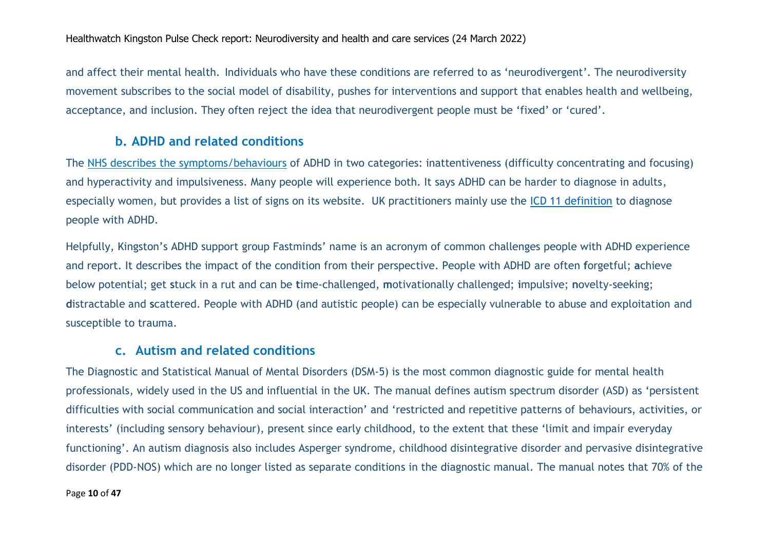and affect their mental health. Individuals who have these conditions are referred to as 'neurodivergent'. The neurodiversity movement subscribes to the social model of disability, pushes for interventions and support that enables health and wellbeing, acceptance, and inclusion. They often reject the idea that neurodivergent people must be 'fixed' or 'cured'.

### b. ADHD and related conditions

The NHS describes the symptoms/behaviours of ADHD in two categories: inattentiveness (difficulty concentrating and focusing) and hyperactivity and impulsiveness. Many people will experience both. It says ADHD can be harder to diagnose in adults, especially women, but provides a list of signs on its website. UK practitioners mainly use the ICD 11 definition to diagnose people with ADHD.

Helpfully, Kingston's ADHD support group Fastminds' name is an acronym of common challenges people with ADHD experience and report. It describes the impact of the condition from their perspective. People with ADHD are often **f**orgetful; **a**chieve below potential; get **s**tuck in a rut and can be **t**ime-challenged, **m**otivationally challenged; **i**mpulsive; **n**ovelty-seeking; **d**istractable and **s**cattered. People with ADHD (and autistic people) can be especially vulnerable to abuse and exploitation and susceptible to trauma.

### c. Autism and related conditions

The Diagnostic and Statistical Manual of Mental Disorders (DSM-5) is the most common diagnostic guide for mental health professionals, widely used in the US and influential in the UK. The manual defines autism spectrum disorder (ASD) as 'persistent difficulties with social communication and social interaction' and 'restricted and repetitive patterns of behaviours, activities, or interests' (including sensory behaviour), present since early childhood, to the extent that these 'limit and impair everyday functioning'. An autism diagnosis also includes Asperger syndrome, childhood disintegrative disorder and pervasive disintegrative disorder (PDD-NOS) which are no longer listed as separate conditions in the diagnostic manual. The manual notes that 70% of the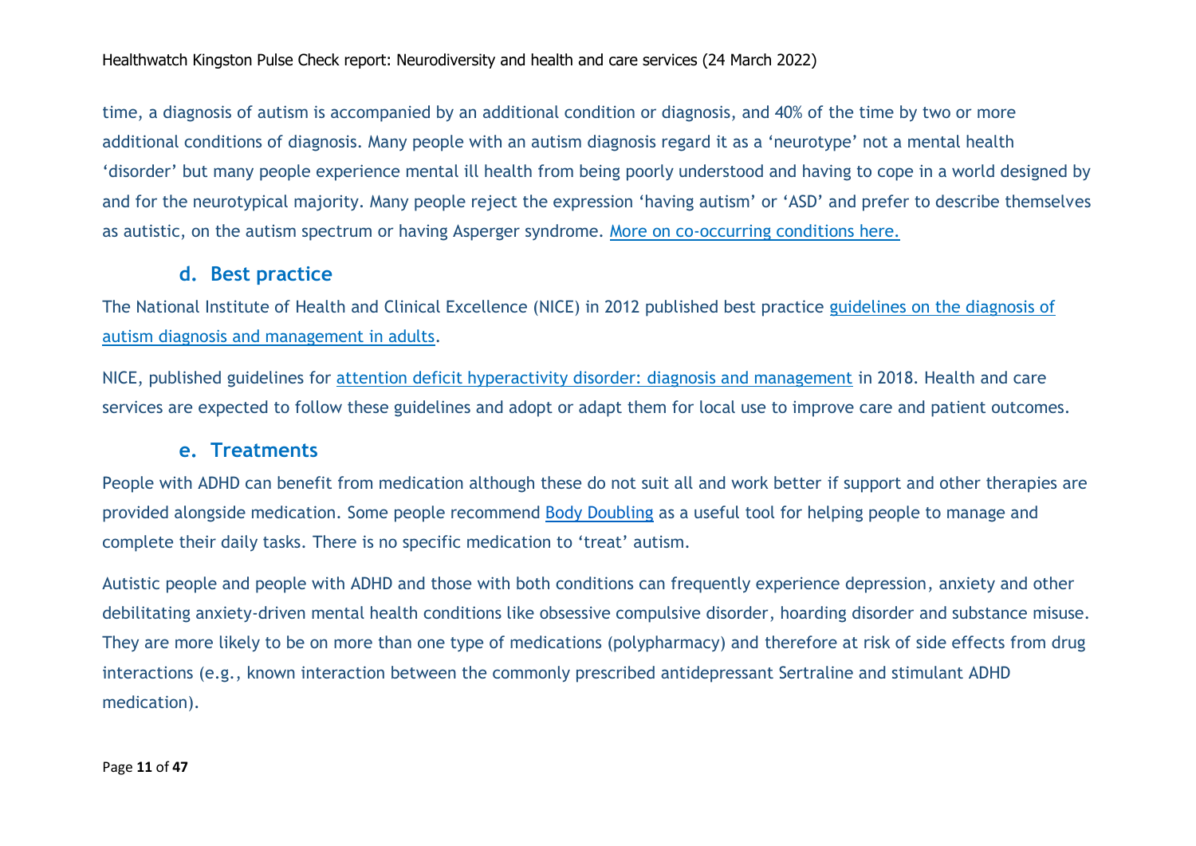time, a diagnosis of autism is accompanied by an additional condition or diagnosis, and 40% of the time by two or more additional conditions of diagnosis. Many people with an autism diagnosis regard it as a 'neurotype' not a mental health 'disorder' but many people experience mental ill health from being poorly understood and having to cope in a world designed by and for the neurotypical majority. Many people reject the expression 'having autism' or 'ASD' and prefer to describe themselves as autistic, on the autism spectrum or having Asperger syndrome. More on co-occurring conditions here.

### d. Best practice

The National Institute of Health and Clinical Excellence (NICE) in 2012 published best practice guidelines on the diagnosis of autism diagnosis and management in adults.

NICE, published guidelines for attention deficit hyperactivity disorder: diagnosis and management in 2018. Health and care services are expected to follow these guidelines and adopt or adapt them for local use to improve care and patient outcomes.

### e. Treatments

People with ADHD can benefit from medication although these do not suit all and work better if support and other therapies are provided alongside medication. Some people recommend Body Doubling as a useful tool for helping people to manage and complete their daily tasks. There is no specific medication to 'treat' autism.

Autistic people and people with ADHD and those with both conditions can frequently experience depression, anxiety and other debilitating anxiety-driven mental health conditions like obsessive compulsive disorder, hoarding disorder and substance misuse. They are more likely to be on more than one type of medications (polypharmacy) and therefore at risk of side effects from drug interactions (e.g., known interaction between the commonly prescribed antidepressant Sertraline and stimulant ADHD medication).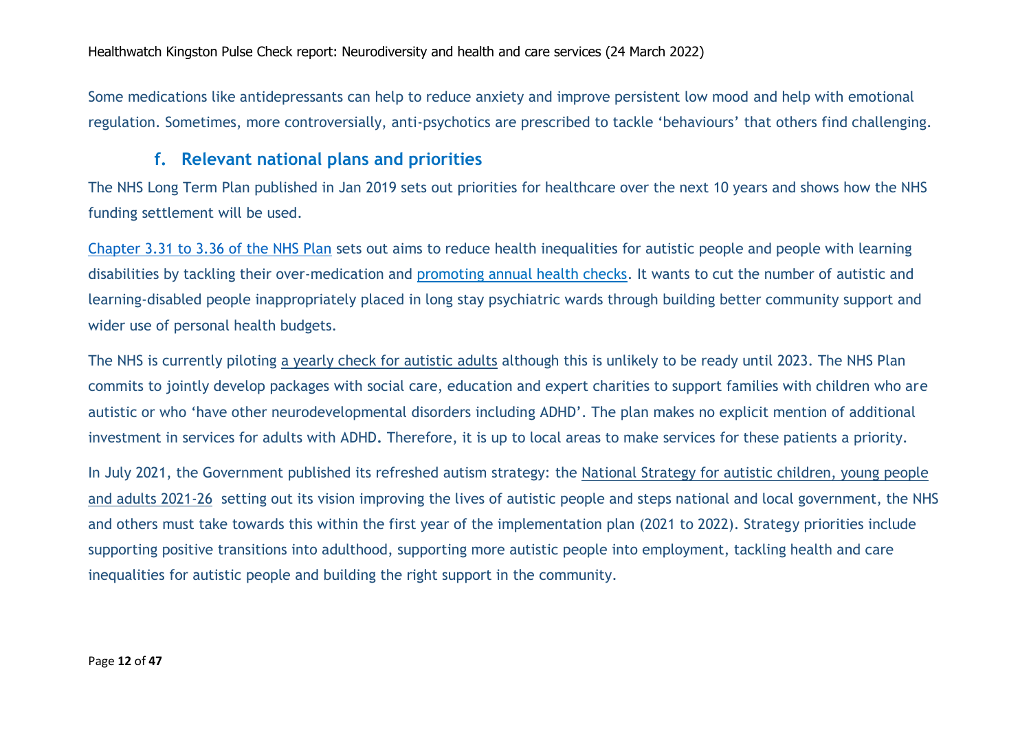Some medications like antidepressants can help to reduce anxiety and improve persistent low mood and help with emotional regulation. Sometimes, more controversially, anti-psychotics are prescribed to tackle 'behaviours' that others find challenging.

### f. Relevant national plans and priorities

The NHS Long Term Plan published in Jan 2019 sets out priorities for healthcare over the next 10 years and shows how the NHS funding settlement will be used.

Chapter 3.31 to 3.36 of the NHS Plan sets out aims to reduce health inequalities for autistic people and people with learning disabilities by tackling their over-medication and promoting annual health checks. It wants to cut the number of autistic and learning-disabled people inappropriately placed in long stay psychiatric wards through building better community support and wider use of personal health budgets.

The NHS is currently piloting a yearly check for autistic adults although this is unlikely to be ready until 2023. The NHS Plan commits to jointly develop packages with social care, education and expert charities to support families with children who are autistic or who 'have other neurodevelopmental disorders including ADHD'. The plan makes no explicit mention of additional investment in services for adults with ADHD. Therefore, it is up to local areas to make services for these patients a priority.

In July 2021, the Government published its refreshed autism strategy: the National Strategy for autistic children, young people and adults 2021-26 setting out its vision improving the lives of autistic people and steps national and local government, the NHS and others must take towards this within the first year of the implementation plan (2021 to 2022). Strategy priorities include supporting positive transitions into adulthood, supporting more autistic people into employment, tackling health and care inequalities for autistic people and building the right support in the community.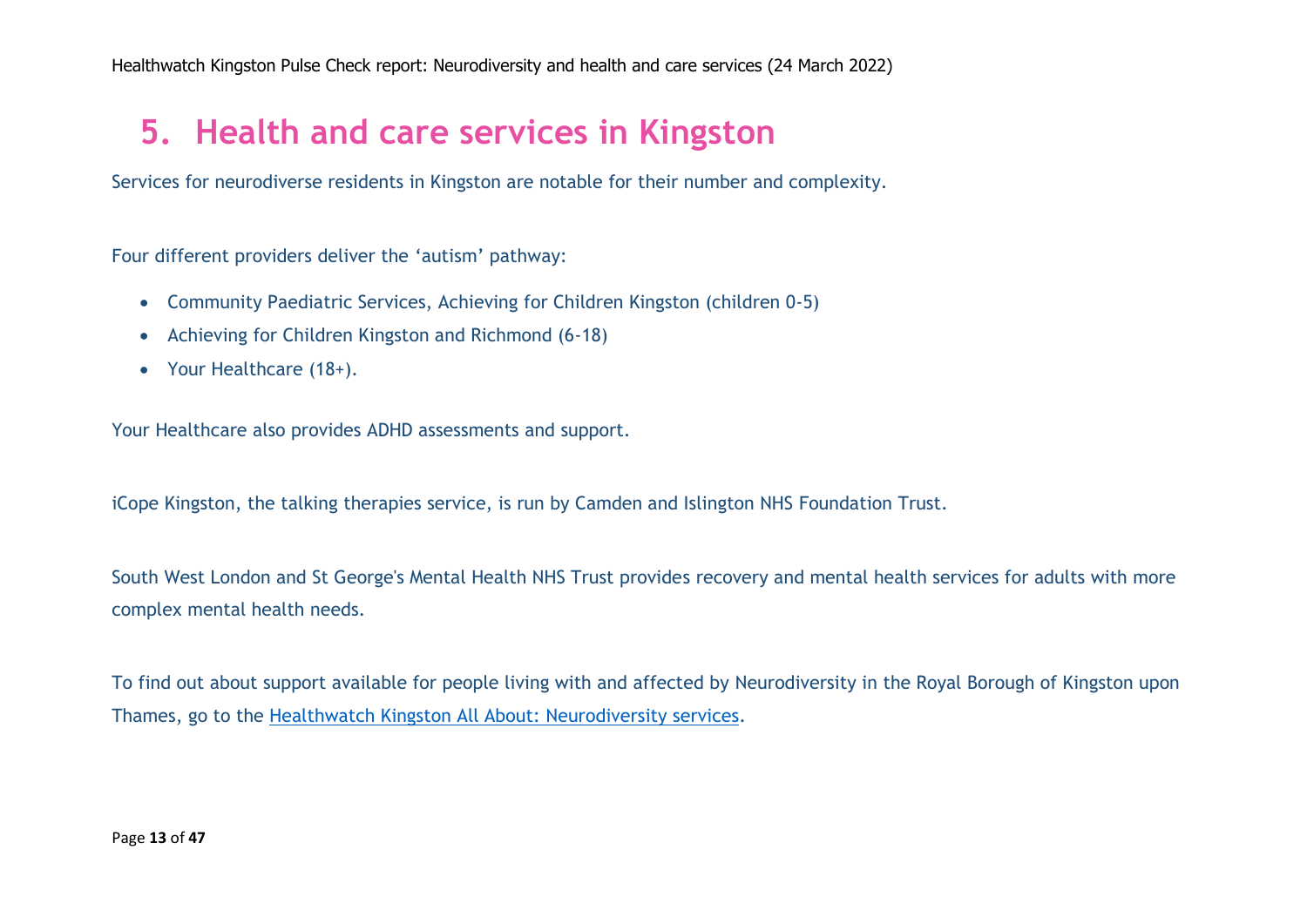# 5. Health and care services in Kingston

Services for neurodiverse residents in Kingston are notable for their number and complexity.

Four different providers deliver the 'autism' pathway:

- Community Paediatric Services, Achieving for Children Kingston (children 0-5)
- Achieving for Children Kingston and Richmond (6-18)
- Your Healthcare (18+).

Your Healthcare also provides ADHD assessments and support.

iCope Kingston, the talking therapies service, is run by Camden and Islington NHS Foundation Trust.

South West London and St George's Mental Health NHS Trust provides recovery and mental health services for adults with more complex mental health needs.

To find out about support available for people living with and affected by Neurodiversity in the Royal Borough of Kingston upon Thames, go to the Healthwatch Kingston All About: Neurodiversity services.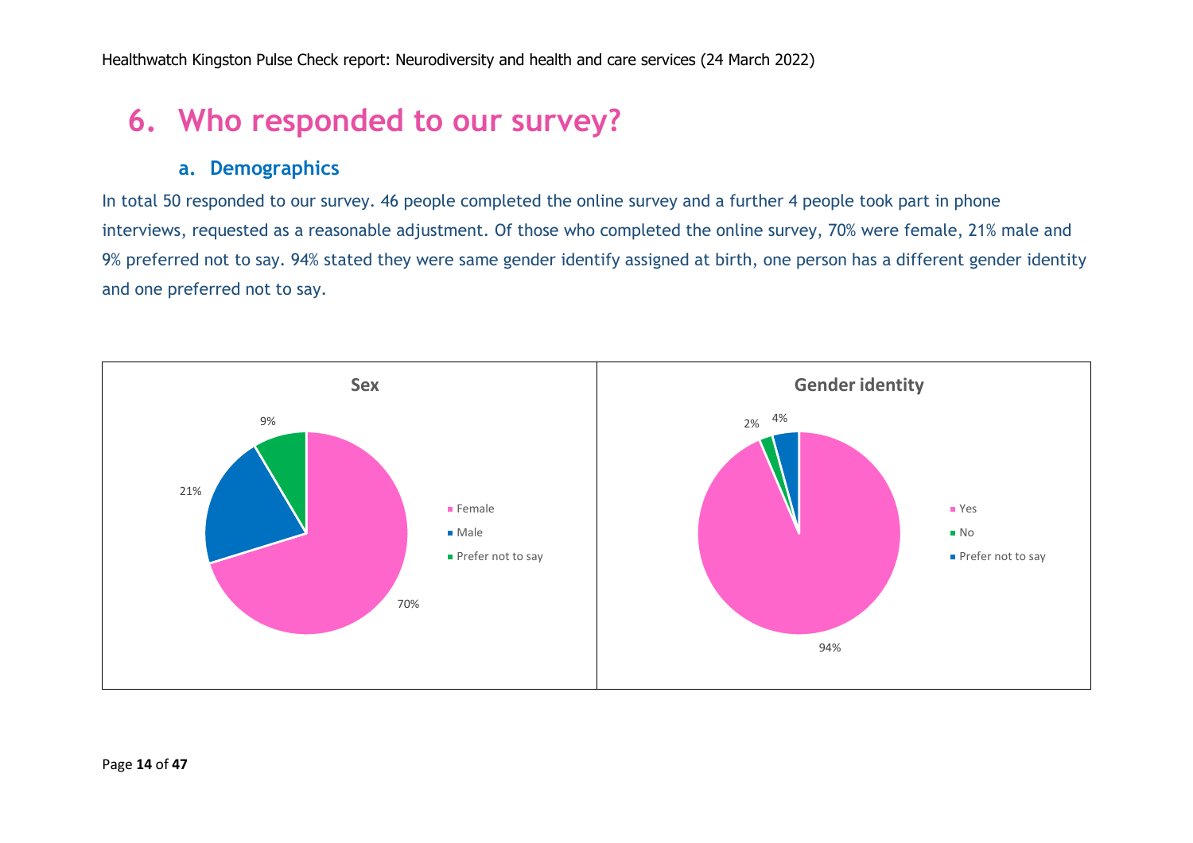# 6. Who responded to our survey?

## a. Demographics

In total 50 responded to our survey. 46 people completed the online survey and a further 4 people took part in phone interviews, requested as a reasonable adjustment. Of those who completed the online survey, 70% were female, 21% male and 9% preferred not to say. 94% stated they were same gender identify assigned at birth, one person has a different gender identity and one preferred not to say.

**Sex**

| Sex | % |
|---|---|
| Female | 70% |
| Male | 21% |
| Prefer not to say | 9% |

**Gender identity**

| Gender identity | % |
|---|---|
| Yes | 94% |
| No | 2% |
| Prefer not to say | 4% |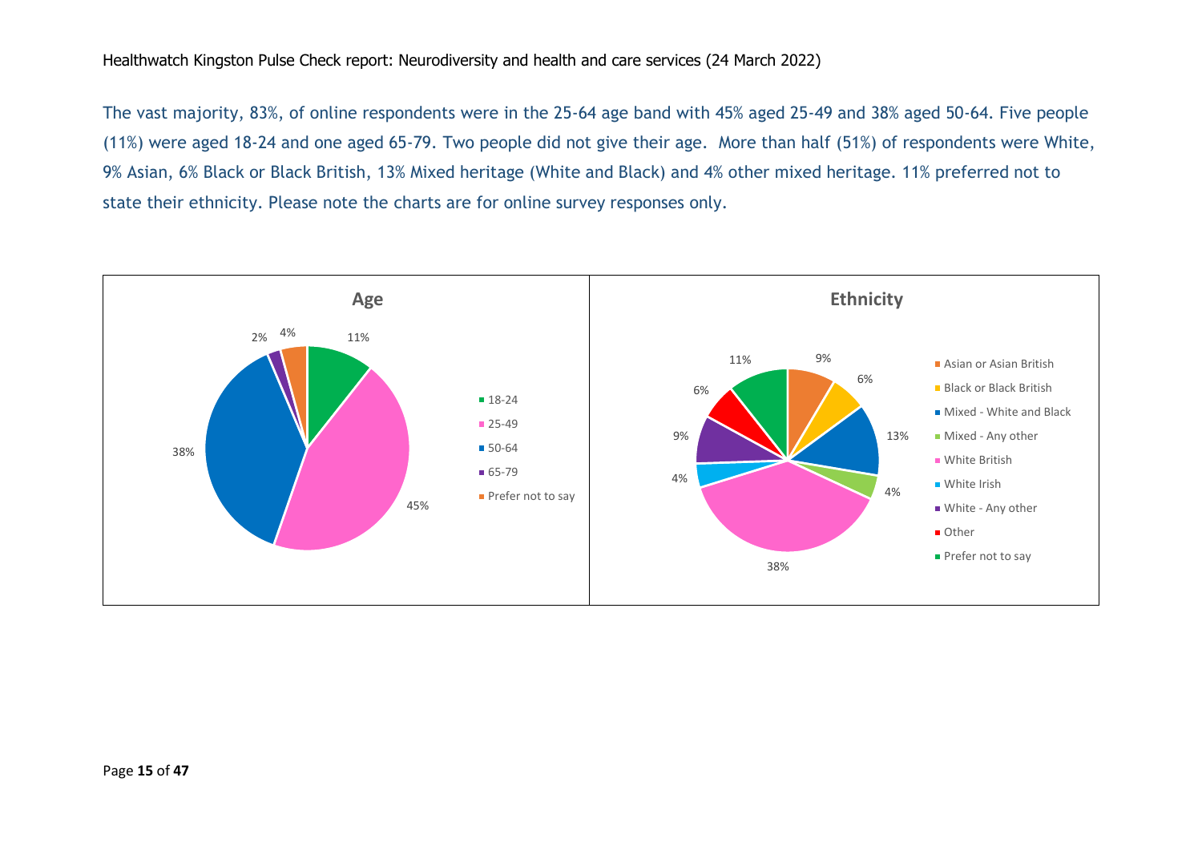The vast majority, 83%, of online respondents were in the 25-64 age band with 45% aged 25-49 and 38% aged 50-64. Five people (11%) were aged 18-24 and one aged 65-79. Two people did not give their age. More than half (51%) of respondents were White, 9% Asian, 6% Black or Black British, 13% Mixed heritage (White and Black) and 4% other mixed heritage. 11% preferred not to state their ethnicity. Please note the charts are for online survey responses only.

**Age**

| Age | % |
|---|---|
| 18-24 | 11% |
| 25-49 | 45% |
| 50-64 | 38% |
| 65-79 | 2% |
| Prefer not to say | 4% |

**Ethnicity**

| Ethnicity | % |
|---|---|
| Asian or Asian British | 9% |
| Black or Black British | 6% |
| Mixed - White and Black | 13% |
| Mixed - Any other | 4% |
| White British | 38% |
| White Irish | 4% |
| White - Any other | 9% |
| Other | 6% |
| Prefer not to say | 11% |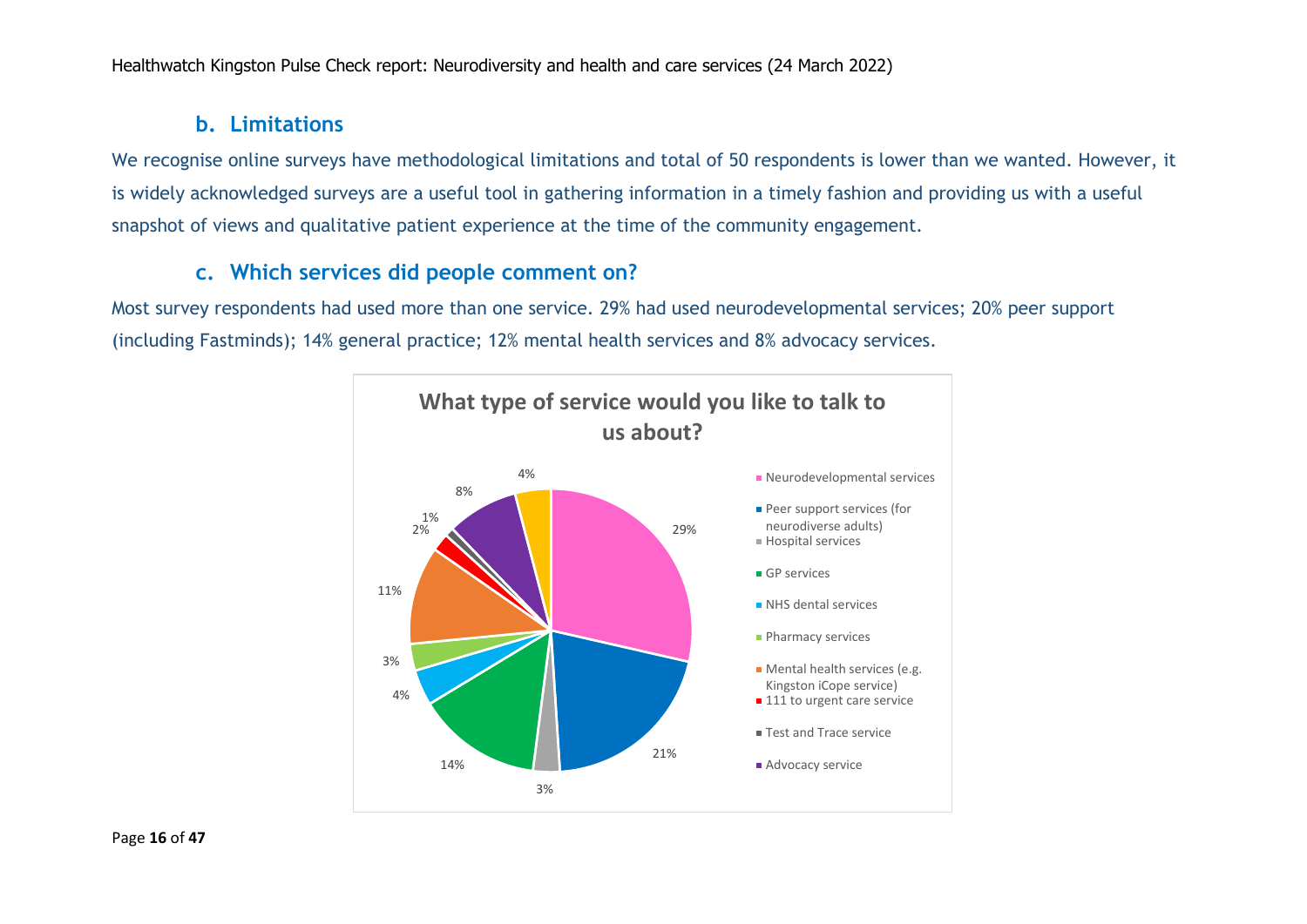## b. Limitations

We recognise online surveys have methodological limitations and total of 50 respondents is lower than we wanted. However, it is widely acknowledged surveys are a useful tool in gathering information in a timely fashion and providing us with a useful snapshot of views and qualitative patient experience at the time of the community engagement.

## c. Which services did people comment on?

Most survey respondents had used more than one service. 29% had used neurodevelopmental services; 20% peer support (including Fastminds); 14% general practice; 12% mental health services and 8% advocacy services.

**What type of service would you like to talk to us about?**

| Service | % |
| --- | --- |
| Neurodevelopmental services | 29% |
| Peer support services (for neurodiverse adults) | 21% |
| Hospital services | 3% |
| GP services | 14% |
| NHS dental services | 4% |
| Pharmacy services | 3% |
| Mental health services (e.g. Kingston iCope service) | 11% |
| 111 to urgent care service | 2% |
| Test and Trace service | 1% |
| Advocacy service | 8% |
| (unlabelled) | 4% |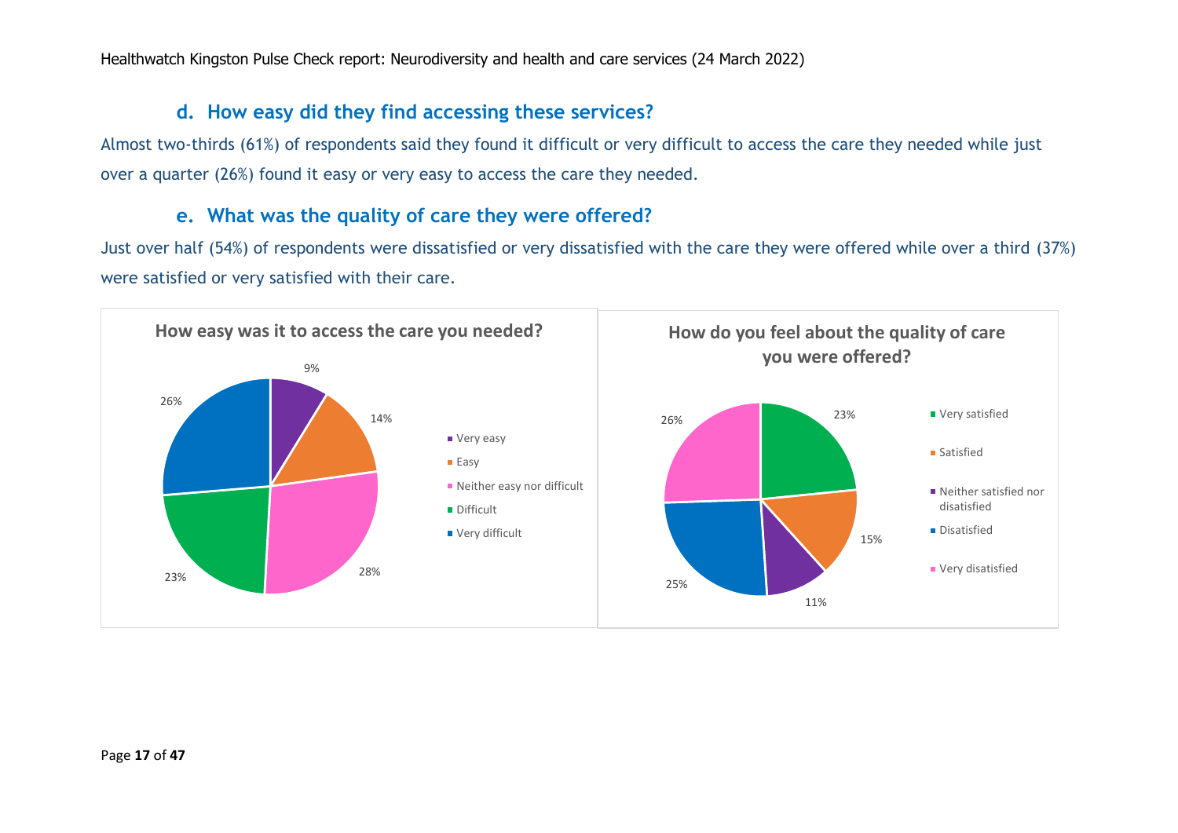### d. How easy did they find accessing these services?

Almost two-thirds (61%) of respondents said they found it difficult or very difficult to access the care they needed while just over a quarter (26%) found it easy or very easy to access the care they needed.

### e. What was the quality of care they were offered?

Just over half (54%) of respondents were dissatisfied or very dissatisfied with the care they were offered while over a third (37%) were satisfied or very satisfied with their care.

**How easy was it to access the care you needed?**

| Response | Percentage |
| --- | --- |
| Very easy | 9% |
| Easy | 14% |
| Neither easy nor difficult | 28% |
| Difficult | 23% |
| Very difficult | 26% |

**How do you feel about the quality of care you were offered?**

| Response | Percentage |
| --- | --- |
| Very satisfied | 23% |
| Satisfied | 15% |
| Neither satisfied nor disatisfied | 11% |
| Disatisfied | 25% |
| Very disatisfied | 26% |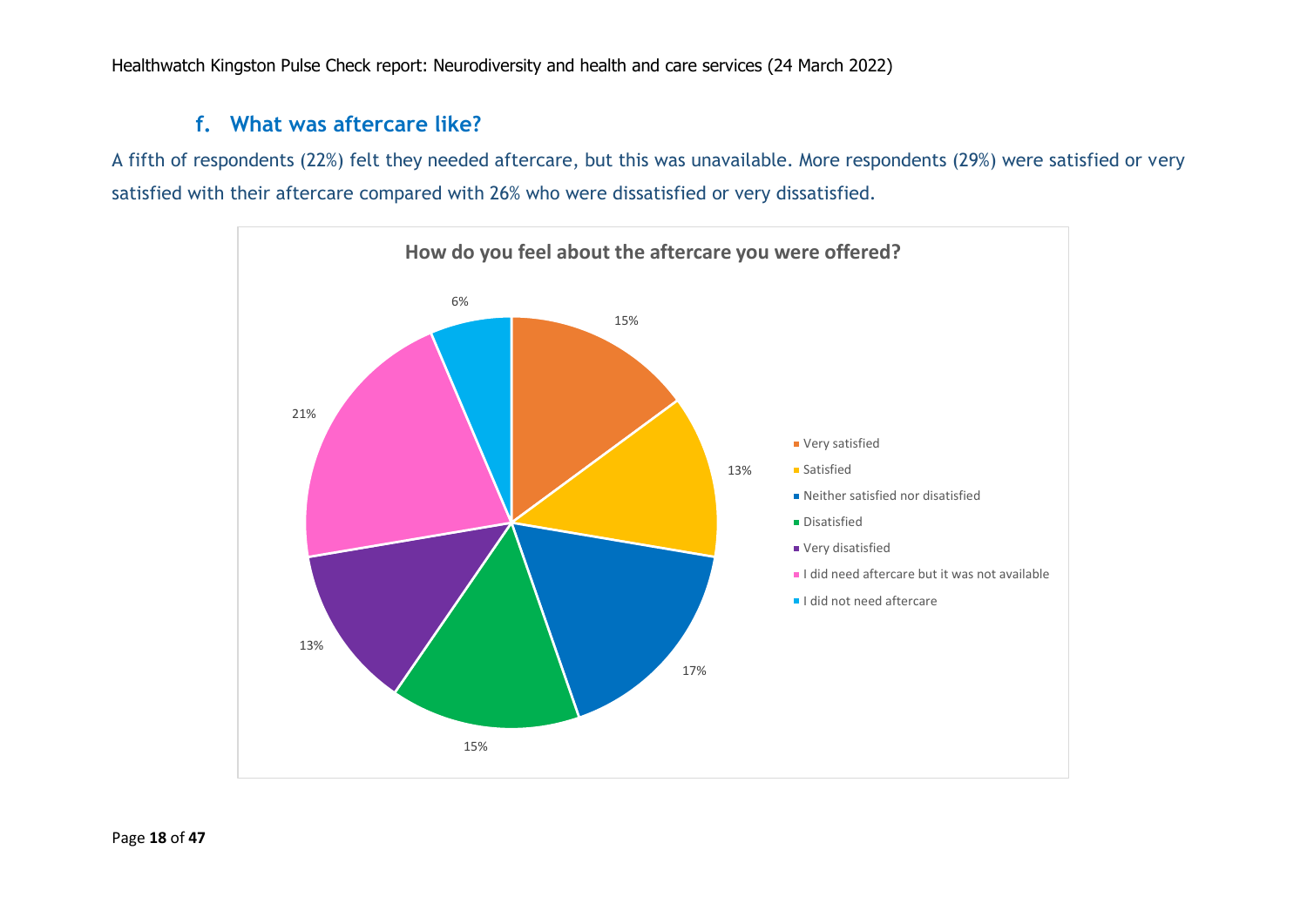## f. What was aftercare like?

A fifth of respondents (22%) felt they needed aftercare, but this was unavailable. More respondents (29%) were satisfied or very satisfied with their aftercare compared with 26% who were dissatisfied or very dissatisfied.

**How do you feel about the aftercare you were offered?**

| Response | Percentage |
| --- | --- |
| Very satisfied | 15% |
| Satisfied | 13% |
| Neither satisfied nor disatisfied | 17% |
| Disatisfied | 15% |
| Very disatisfied | 13% |
| I did need aftercare but it was not available | 21% |
| I did not need aftercare | 6% |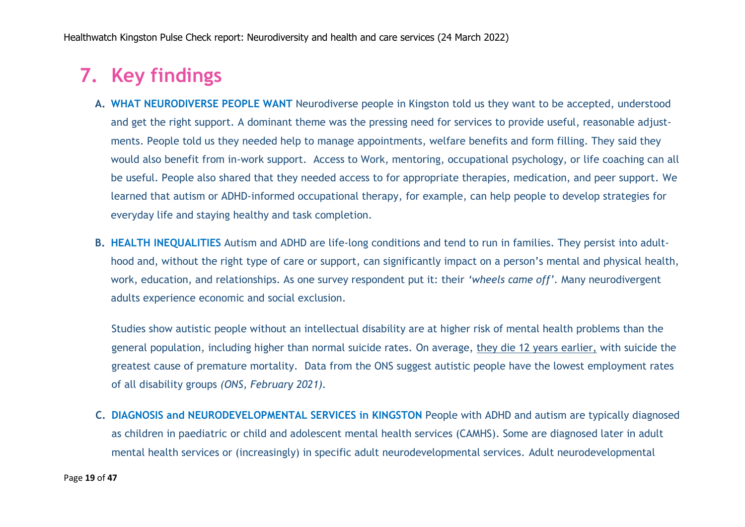# 7. Key findings

A. **WHAT NEURODIVERSE PEOPLE WANT** Neurodiverse people in Kingston told us they want to be accepted, understood and get the right support. A dominant theme was the pressing need for services to provide useful, reasonable adjustments. People told us they needed help to manage appointments, welfare benefits and form filling. They said they would also benefit from in-work support. Access to Work, mentoring, occupational psychology, or life coaching can all be useful. People also shared that they needed access to for appropriate therapies, medication, and peer support. We learned that autism or ADHD-informed occupational therapy, for example, can help people to develop strategies for everyday life and staying healthy and task completion.

B. **HEALTH INEQUALITIES** Autism and ADHD are life-long conditions and tend to run in families. They persist into adulthood and, without the right type of care or support, can significantly impact on a person's mental and physical health, work, education, and relationships. As one survey respondent put it: their *'wheels came off'.* Many neurodivergent adults experience economic and social exclusion.

   Studies show autistic people without an intellectual disability are at higher risk of mental health problems than the general population, including higher than normal suicide rates. On average, they die 12 years earlier, with suicide the greatest cause of premature mortality. Data from the ONS suggest autistic people have the lowest employment rates of all disability groups *(ONS, February 2021).*

C. **DIAGNOSIS and NEURODEVELOPMENTAL SERVICES in KINGSTON** People with ADHD and autism are typically diagnosed as children in paediatric or child and adolescent mental health services (CAMHS). Some are diagnosed later in adult mental health services or (increasingly) in specific adult neurodevelopmental services. Adult neurodevelopmental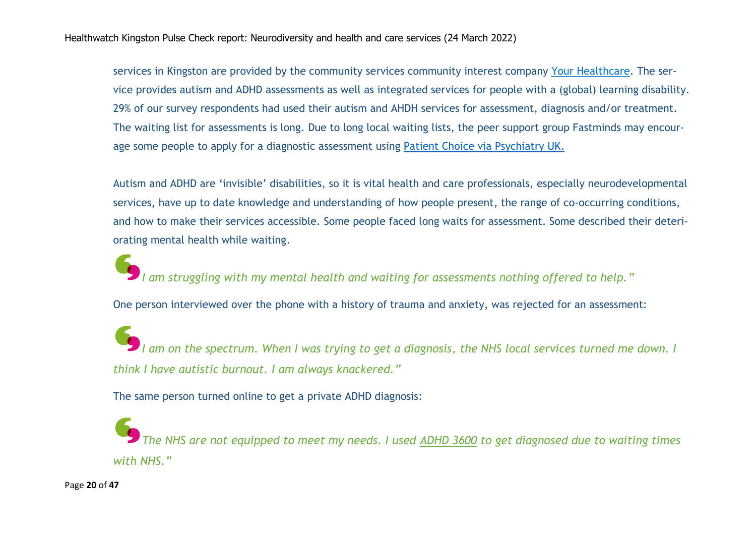services in Kingston are provided by the community services community interest company Your Healthcare. The service provides autism and ADHD assessments as well as integrated services for people with a (global) learning disability. 29% of our survey respondents had used their autism and AHDH services for assessment, diagnosis and/or treatment. The waiting list for assessments is long. Due to long local waiting lists, the peer support group Fastminds may encourage some people to apply for a diagnostic assessment using Patient Choice via Psychiatry UK.

Autism and ADHD are 'invisible' disabilities, so it is vital health and care professionals, especially neurodevelopmental services, have up to date knowledge and understanding of how people present, the range of co-occurring conditions, and how to make their services accessible. Some people faced long waits for assessment. Some described their deteriorating mental health while waiting.

> *I am struggling with my mental health and waiting for assessments nothing offered to help."*

One person interviewed over the phone with a history of trauma and anxiety, was rejected for an assessment:

> *I am on the spectrum. When I was trying to get a diagnosis, the NHS local services turned me down. I think I have autistic burnout. I am always knackered."*

The same person turned online to get a private ADHD diagnosis:

> *The NHS are not equipped to meet my needs. I used ADHD 3600 to get diagnosed due to waiting times with NHS."*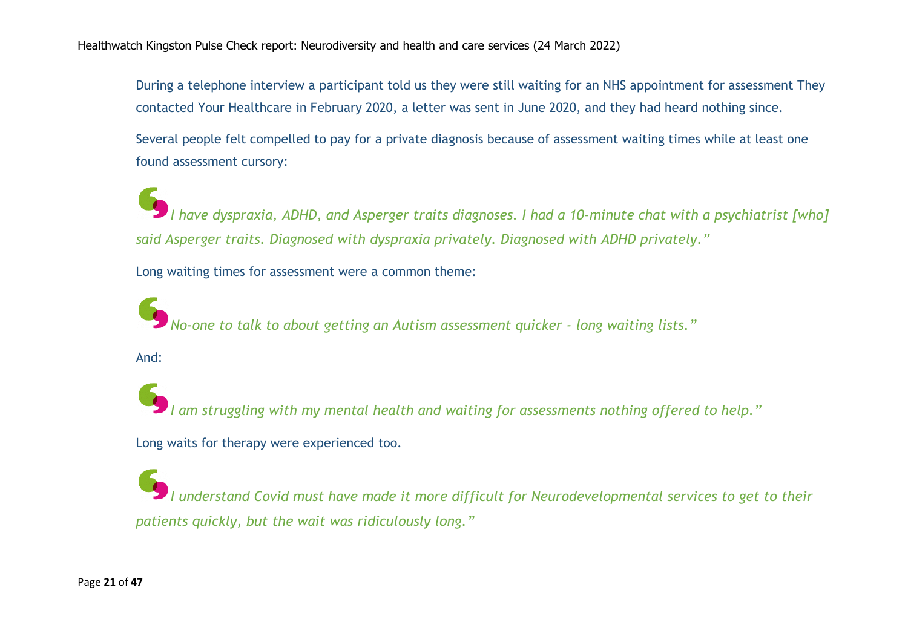During a telephone interview a participant told us they were still waiting for an NHS appointment for assessment They contacted Your Healthcare in February 2020, a letter was sent in June 2020, and they had heard nothing since.

Several people felt compelled to pay for a private diagnosis because of assessment waiting times while at least one found assessment cursory:

*I have dyspraxia, ADHD, and Asperger traits diagnoses. I had a 10-minute chat with a psychiatrist [who] said Asperger traits. Diagnosed with dyspraxia privately. Diagnosed with ADHD privately."*

Long waiting times for assessment were a common theme:

*No-one to talk to about getting an Autism assessment quicker - long waiting lists."*

And:

*I am struggling with my mental health and waiting for assessments nothing offered to help."*

Long waits for therapy were experienced too.

*I understand Covid must have made it more difficult for Neurodevelopmental services to get to their patients quickly, but the wait was ridiculously long."*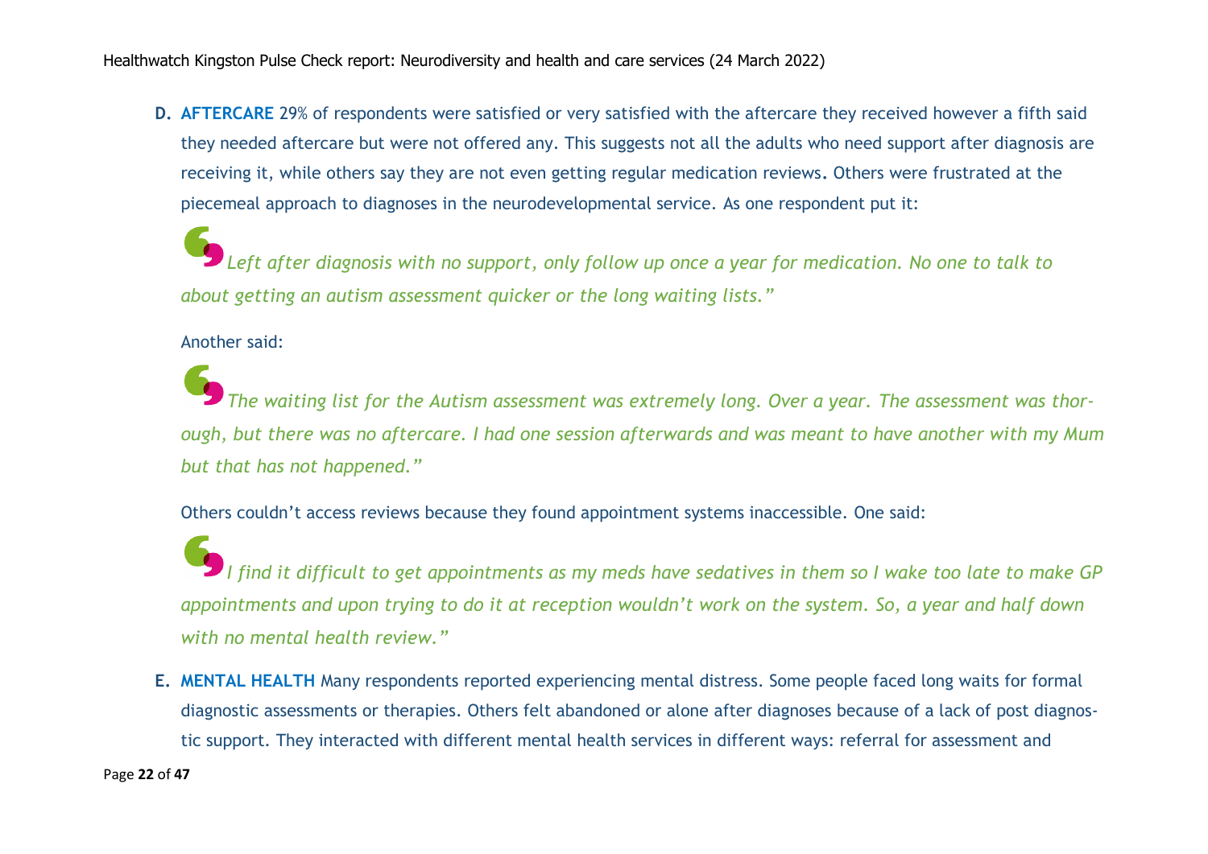**D. AFTERCARE** 29% of respondents were satisfied or very satisfied with the aftercare they received however a fifth said they needed aftercare but were not offered any. This suggests not all the adults who need support after diagnosis are receiving it, while others say they are not even getting regular medication reviews**.** Others were frustrated at the piecemeal approach to diagnoses in the neurodevelopmental service. As one respondent put it:

> *Left after diagnosis with no support, only follow up once a year for medication. No one to talk to about getting an autism assessment quicker or the long waiting lists."*

Another said:

> *The waiting list for the Autism assessment was extremely long. Over a year. The assessment was thorough, but there was no aftercare. I had one session afterwards and was meant to have another with my Mum but that has not happened."*

Others couldn't access reviews because they found appointment systems inaccessible. One said:

> *I find it difficult to get appointments as my meds have sedatives in them so I wake too late to make GP appointments and upon trying to do it at reception wouldn't work on the system. So, a year and half down with no mental health review."*

**E. MENTAL HEALTH** Many respondents reported experiencing mental distress. Some people faced long waits for formal diagnostic assessments or therapies. Others felt abandoned or alone after diagnoses because of a lack of post diagnostic support. They interacted with different mental health services in different ways: referral for assessment and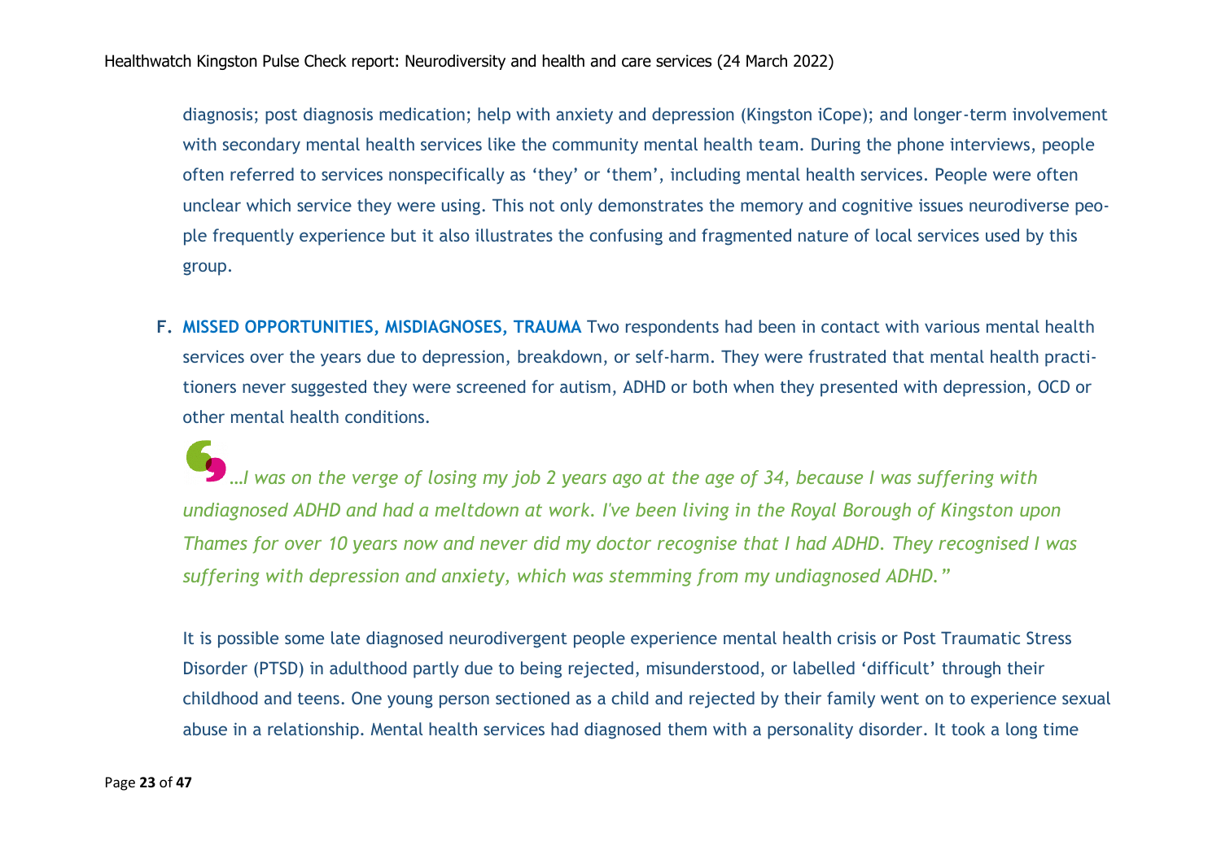diagnosis; post diagnosis medication; help with anxiety and depression (Kingston iCope); and longer-term involvement with secondary mental health services like the community mental health team. During the phone interviews, people often referred to services nonspecifically as 'they' or 'them', including mental health services. People were often unclear which service they were using. This not only demonstrates the memory and cognitive issues neurodiverse people frequently experience but it also illustrates the confusing and fragmented nature of local services used by this group.

**F. MISSED OPPORTUNITIES, MISDIAGNOSES, TRAUMA** Two respondents had been in contact with various mental health services over the years due to depression, breakdown, or self-harm. They were frustrated that mental health practitioners never suggested they were screened for autism, ADHD or both when they presented with depression, OCD or other mental health conditions.

> *…I was on the verge of losing my job 2 years ago at the age of 34, because I was suffering with undiagnosed ADHD and had a meltdown at work. I've been living in the Royal Borough of Kingston upon Thames for over 10 years now and never did my doctor recognise that I had ADHD. They recognised I was suffering with depression and anxiety, which was stemming from my undiagnosed ADHD."*

It is possible some late diagnosed neurodivergent people experience mental health crisis or Post Traumatic Stress Disorder (PTSD) in adulthood partly due to being rejected, misunderstood, or labelled 'difficult' through their childhood and teens. One young person sectioned as a child and rejected by their family went on to experience sexual abuse in a relationship. Mental health services had diagnosed them with a personality disorder. It took a long time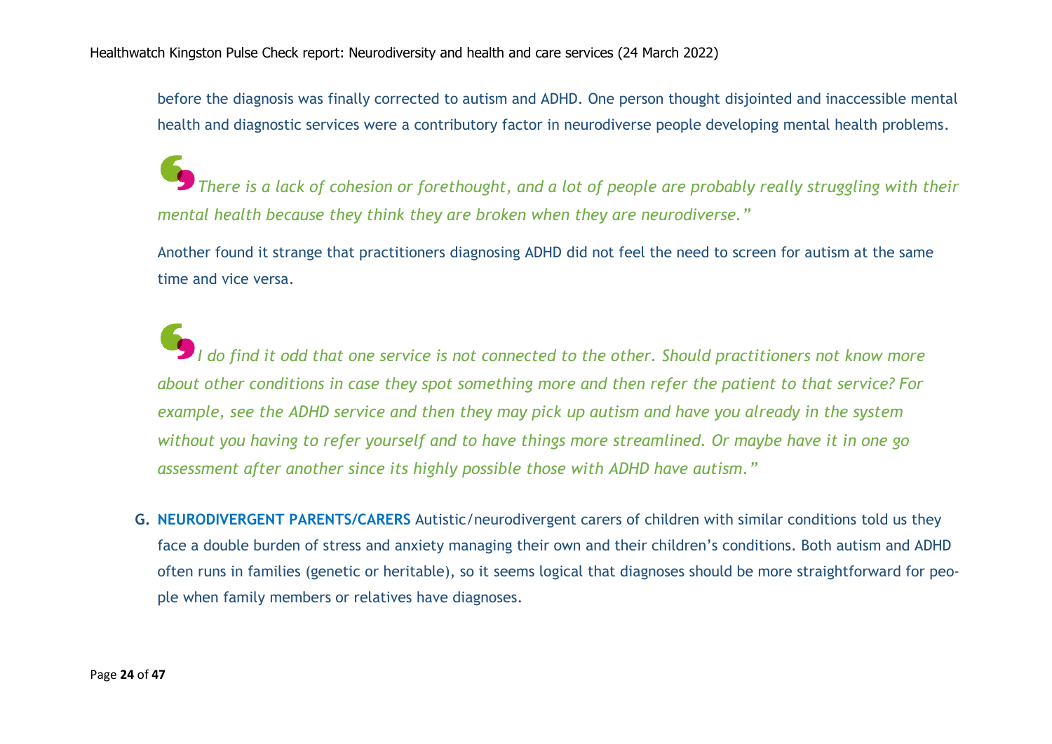before the diagnosis was finally corrected to autism and ADHD. One person thought disjointed and inaccessible mental health and diagnostic services were a contributory factor in neurodiverse people developing mental health problems.

> *There is a lack of cohesion or forethought, and a lot of people are probably really struggling with their mental health because they think they are broken when they are neurodiverse."*

Another found it strange that practitioners diagnosing ADHD did not feel the need to screen for autism at the same time and vice versa.

> *I do find it odd that one service is not connected to the other. Should practitioners not know more about other conditions in case they spot something more and then refer the patient to that service? For example, see the ADHD service and then they may pick up autism and have you already in the system without you having to refer yourself and to have things more streamlined. Or maybe have it in one go assessment after another since its highly possible those with ADHD have autism."*

G. **NEURODIVERGENT PARENTS/CARERS** Autistic/neurodivergent carers of children with similar conditions told us they face a double burden of stress and anxiety managing their own and their children's conditions. Both autism and ADHD often runs in families (genetic or heritable), so it seems logical that diagnoses should be more straightforward for people when family members or relatives have diagnoses.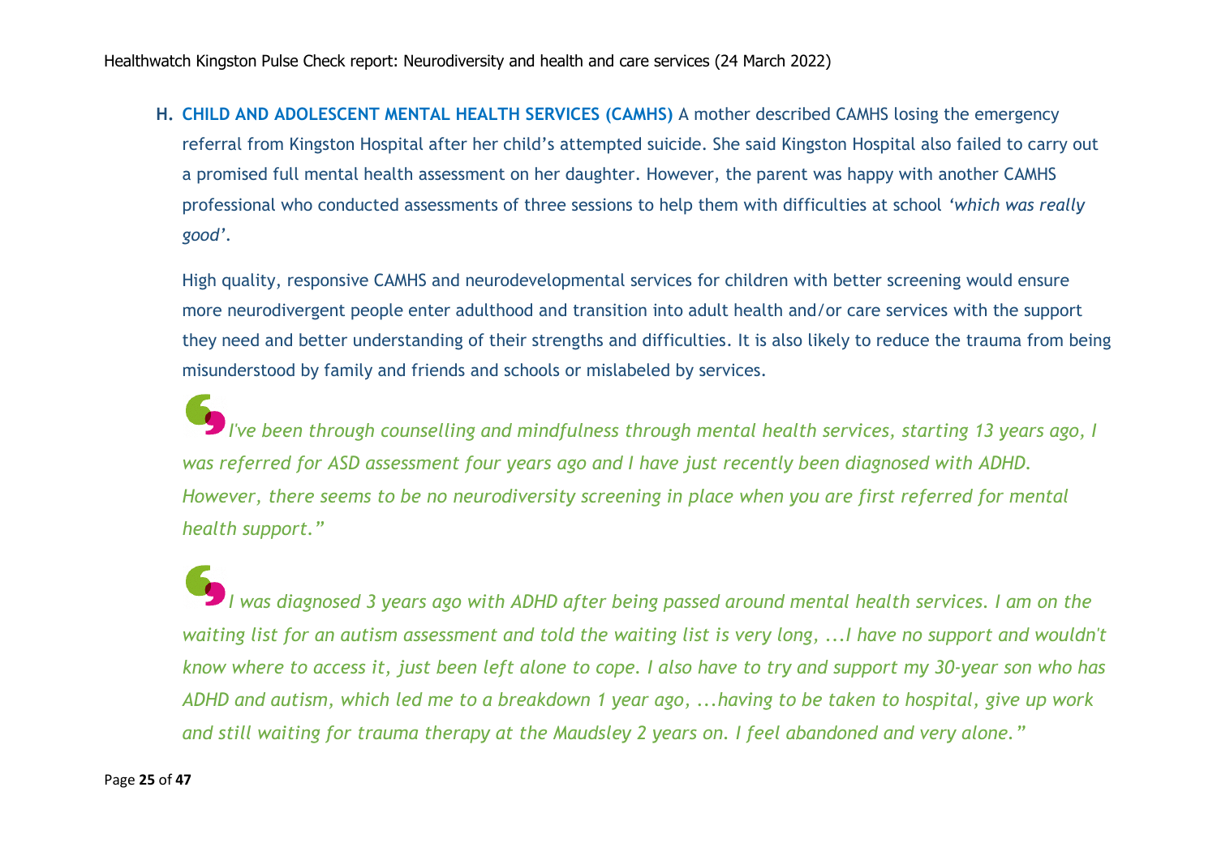**H. CHILD AND ADOLESCENT MENTAL HEALTH SERVICES (CAMHS)** A mother described CAMHS losing the emergency referral from Kingston Hospital after her child's attempted suicide. She said Kingston Hospital also failed to carry out a promised full mental health assessment on her daughter. However, the parent was happy with another CAMHS professional who conducted assessments of three sessions to help them with difficulties at school *'which was really good'*.

High quality, responsive CAMHS and neurodevelopmental services for children with better screening would ensure more neurodivergent people enter adulthood and transition into adult health and/or care services with the support they need and better understanding of their strengths and difficulties. It is also likely to reduce the trauma from being misunderstood by family and friends and schools or mislabeled by services.

> *I've been through counselling and mindfulness through mental health services, starting 13 years ago, I was referred for ASD assessment four years ago and I have just recently been diagnosed with ADHD. However, there seems to be no neurodiversity screening in place when you are first referred for mental health support."*

> *I was diagnosed 3 years ago with ADHD after being passed around mental health services. I am on the waiting list for an autism assessment and told the waiting list is very long, ...I have no support and wouldn't know where to access it, just been left alone to cope. I also have to try and support my 30-year son who has ADHD and autism, which led me to a breakdown 1 year ago, ...having to be taken to hospital, give up work and still waiting for trauma therapy at the Maudsley 2 years on. I feel abandoned and very alone."*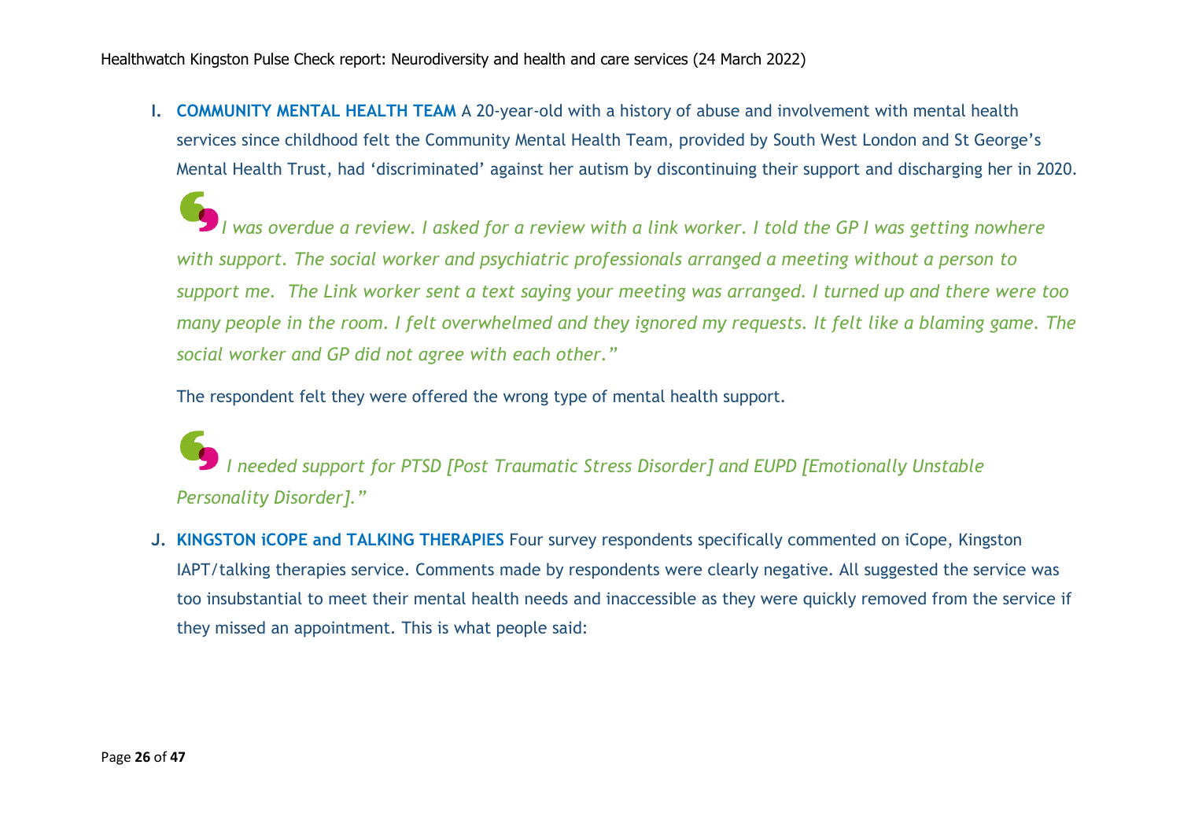I. **COMMUNITY MENTAL HEALTH TEAM** A 20-year-old with a history of abuse and involvement with mental health services since childhood felt the Community Mental Health Team, provided by South West London and St George's Mental Health Trust, had 'discriminated' against her autism by discontinuing their support and discharging her in 2020.

> *I was overdue a review. I asked for a review with a link worker. I told the GP I was getting nowhere with support. The social worker and psychiatric professionals arranged a meeting without a person to support me. The Link worker sent a text saying your meeting was arranged. I turned up and there were too many people in the room. I felt overwhelmed and they ignored my requests. It felt like a blaming game. The social worker and GP did not agree with each other."*

The respondent felt they were offered the wrong type of mental health support.

> *I needed support for PTSD [Post Traumatic Stress Disorder] and EUPD [Emotionally Unstable Personality Disorder]."*

J. **KINGSTON iCOPE and TALKING THERAPIES** Four survey respondents specifically commented on iCope, Kingston IAPT/talking therapies service. Comments made by respondents were clearly negative. All suggested the service was too insubstantial to meet their mental health needs and inaccessible as they were quickly removed from the service if they missed an appointment. This is what people said: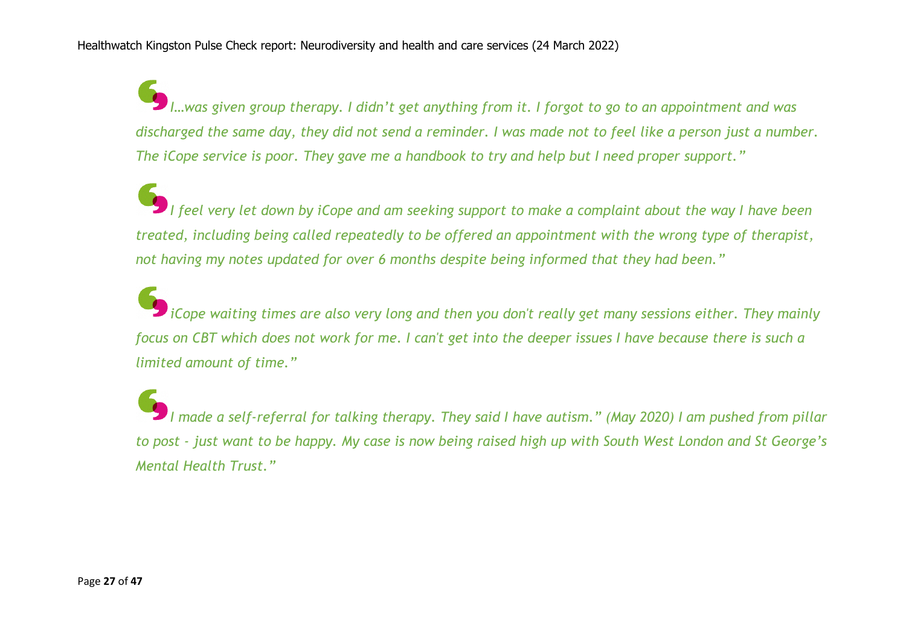*I…was given group therapy. I didn't get anything from it. I forgot to go to an appointment and was discharged the same day, they did not send a reminder. I was made not to feel like a person just a number. The iCope service is poor. They gave me a handbook to try and help but I need proper support."*

*I feel very let down by iCope and am seeking support to make a complaint about the way I have been treated, including being called repeatedly to be offered an appointment with the wrong type of therapist, not having my notes updated for over 6 months despite being informed that they had been."*

*iCope waiting times are also very long and then you don't really get many sessions either. They mainly focus on CBT which does not work for me. I can't get into the deeper issues I have because there is such a limited amount of time."*

*I made a self-referral for talking therapy. They said I have autism." (May 2020) I am pushed from pillar to post - just want to be happy. My case is now being raised high up with South West London and St George's Mental Health Trust."*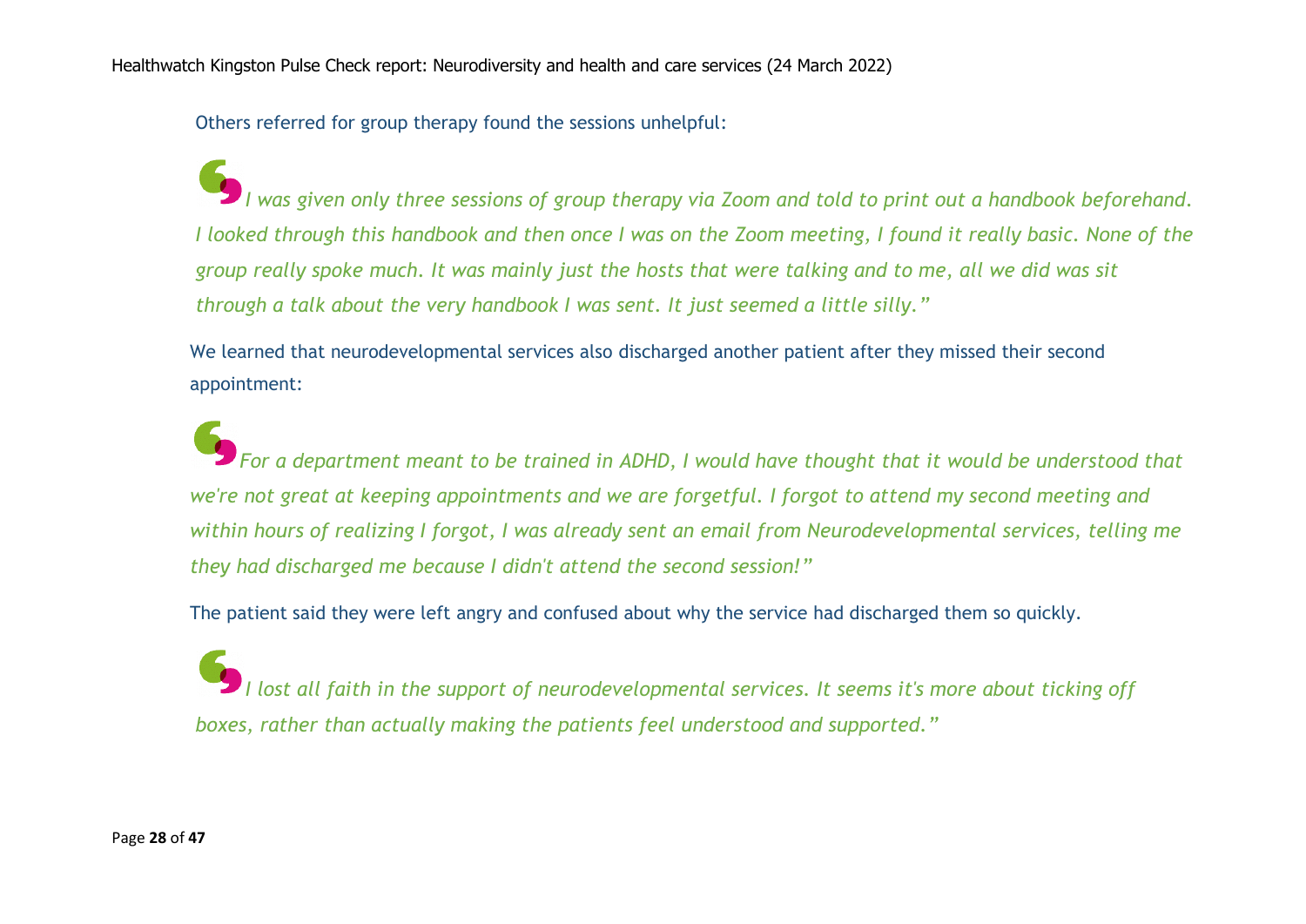Others referred for group therapy found the sessions unhelpful:

> *I was given only three sessions of group therapy via Zoom and told to print out a handbook beforehand. I looked through this handbook and then once I was on the Zoom meeting, I found it really basic. None of the group really spoke much. It was mainly just the hosts that were talking and to me, all we did was sit through a talk about the very handbook I was sent. It just seemed a little silly."*

We learned that neurodevelopmental services also discharged another patient after they missed their second appointment:

> *For a department meant to be trained in ADHD, I would have thought that it would be understood that we're not great at keeping appointments and we are forgetful. I forgot to attend my second meeting and within hours of realizing I forgot, I was already sent an email from Neurodevelopmental services, telling me they had discharged me because I didn't attend the second session!"*

The patient said they were left angry and confused about why the service had discharged them so quickly.

> *I lost all faith in the support of neurodevelopmental services. It seems it's more about ticking off boxes, rather than actually making the patients feel understood and supported."*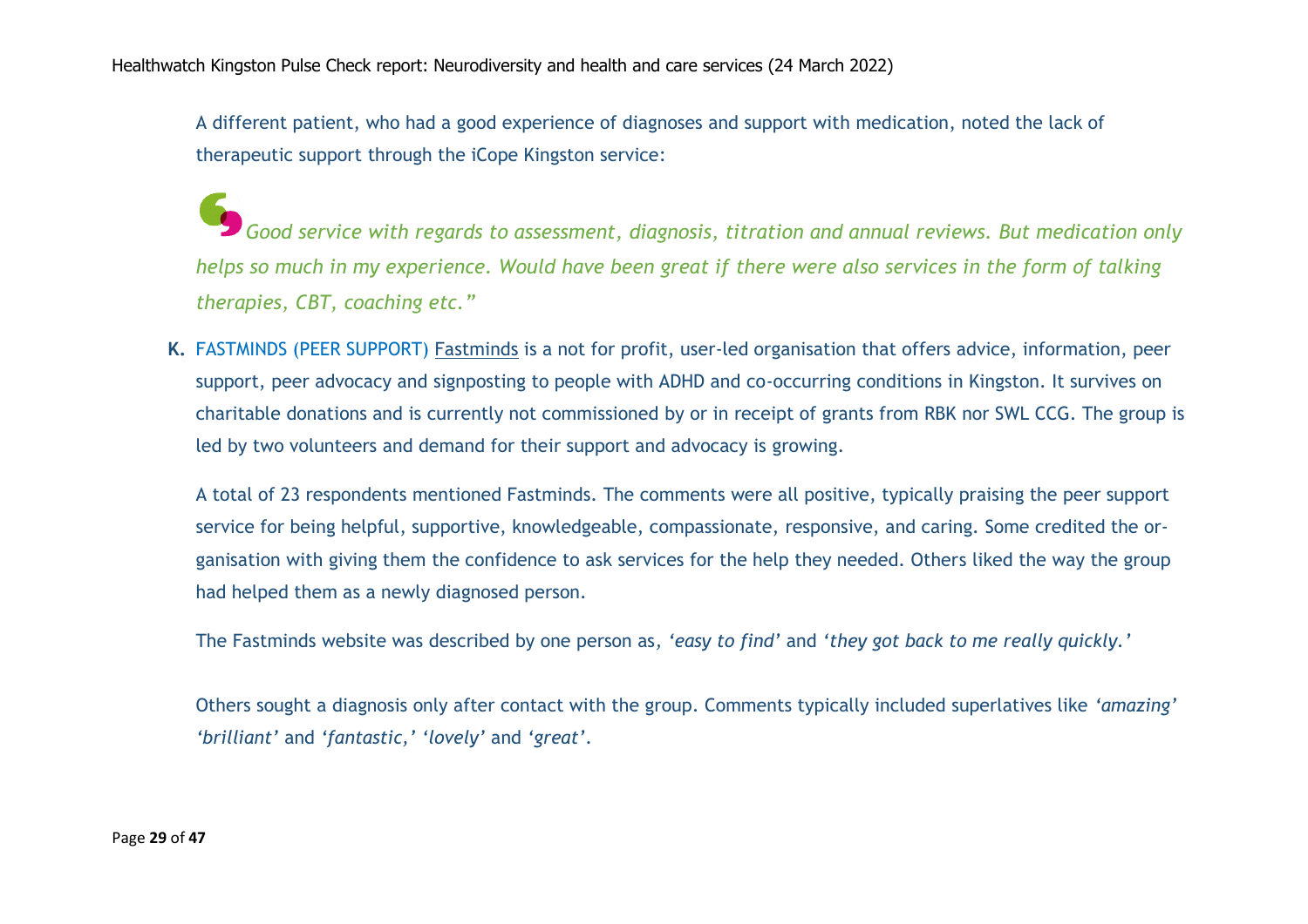A different patient, who had a good experience of diagnoses and support with medication, noted the lack of therapeutic support through the iCope Kingston service:

> *Good service with regards to assessment, diagnosis, titration and annual reviews. But medication only helps so much in my experience. Would have been great if there were also services in the form of talking therapies, CBT, coaching etc."*

**K.** FASTMINDS (PEER SUPPORT) Fastminds is a not for profit, user-led organisation that offers advice, information, peer support, peer advocacy and signposting to people with ADHD and co-occurring conditions in Kingston. It survives on charitable donations and is currently not commissioned by or in receipt of grants from RBK nor SWL CCG. The group is led by two volunteers and demand for their support and advocacy is growing.

A total of 23 respondents mentioned Fastminds. The comments were all positive, typically praising the peer support service for being helpful, supportive, knowledgeable, compassionate, responsive, and caring. Some credited the organisation with giving them the confidence to ask services for the help they needed. Others liked the way the group had helped them as a newly diagnosed person.

The Fastminds website was described by one person as, *'easy to find'* and *'they got back to me really quickly.'*

Others sought a diagnosis only after contact with the group. Comments typically included superlatives like *'amazing' 'brilliant'* and *'fantastic,' 'lovely'* and *'great'*.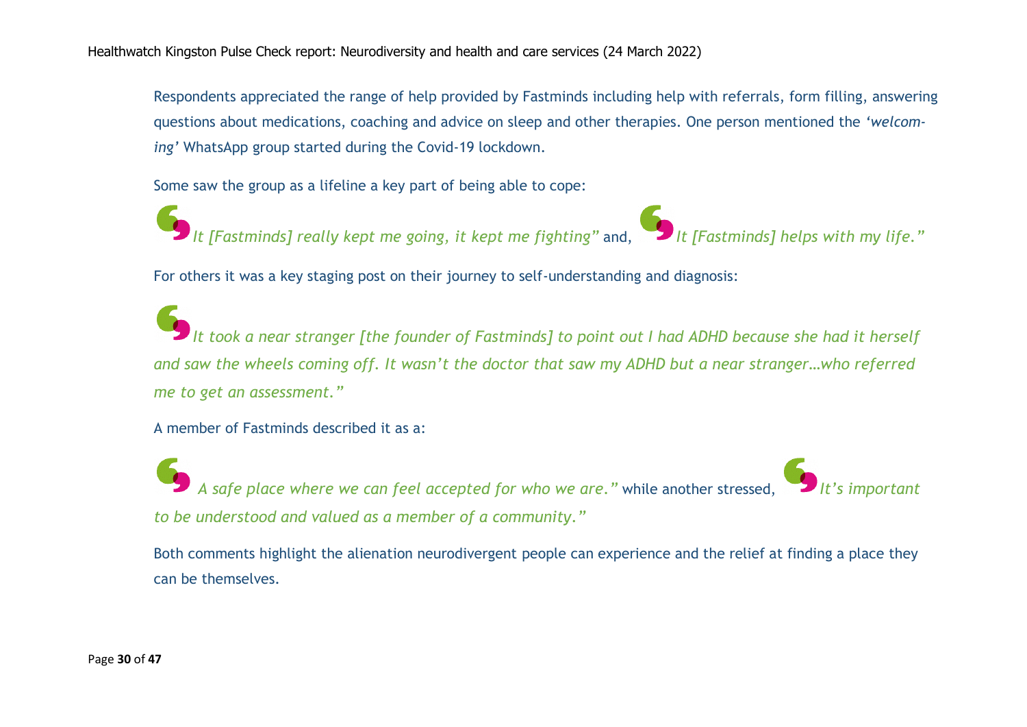Respondents appreciated the range of help provided by Fastminds including help with referrals, form filling, answering questions about medications, coaching and advice on sleep and other therapies. One person mentioned the *'welcoming'* WhatsApp group started during the Covid-19 lockdown.

Some saw the group as a lifeline a key part of being able to cope:

"*It [Fastminds] really kept me going, it kept me fighting*" and, "*It [Fastminds] helps with my life.*"

For others it was a key staging post on their journey to self-understanding and diagnosis:

"*It took a near stranger [the founder of Fastminds] to point out I had ADHD because she had it herself and saw the wheels coming off. It wasn't the doctor that saw my ADHD but a near stranger…who referred me to get an assessment.*"

A member of Fastminds described it as a:

"*A safe place where we can feel accepted for who we are.*" while another stressed, "*It's important to be understood and valued as a member of a community.*"

Both comments highlight the alienation neurodivergent people can experience and the relief at finding a place they can be themselves.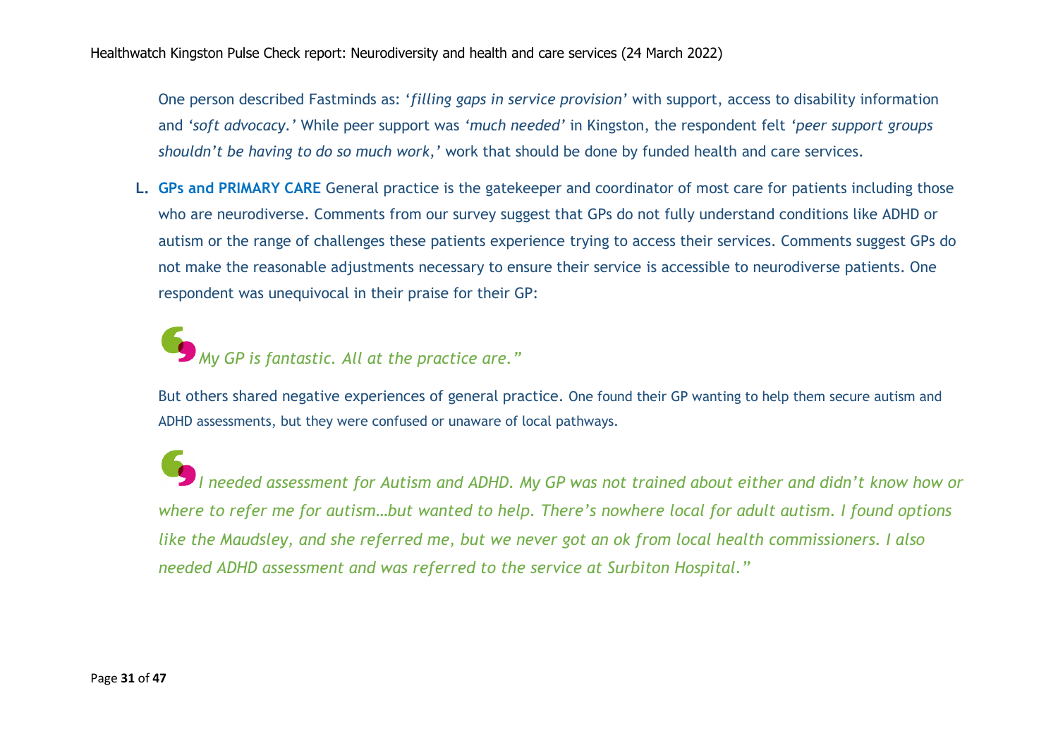One person described Fastminds as: '*filling gaps in service provision*' with support, access to disability information and '*soft advocacy.*' While peer support was '*much needed*' in Kingston, the respondent felt '*peer support groups shouldn't be having to do so much work,*' work that should be done by funded health and care services.

**L. GPs and PRIMARY CARE** General practice is the gatekeeper and coordinator of most care for patients including those who are neurodiverse. Comments from our survey suggest that GPs do not fully understand conditions like ADHD or autism or the range of challenges these patients experience trying to access their services. Comments suggest GPs do not make the reasonable adjustments necessary to ensure their service is accessible to neurodiverse patients. One respondent was unequivocal in their praise for their GP:

> *My GP is fantastic. All at the practice are."*

But others shared negative experiences of general practice. One found their GP wanting to help them secure autism and ADHD assessments, but they were confused or unaware of local pathways.

> *I needed assessment for Autism and ADHD. My GP was not trained about either and didn't know how or where to refer me for autism…but wanted to help. There's nowhere local for adult autism. I found options like the Maudsley, and she referred me, but we never got an ok from local health commissioners. I also needed ADHD assessment and was referred to the service at Surbiton Hospital."*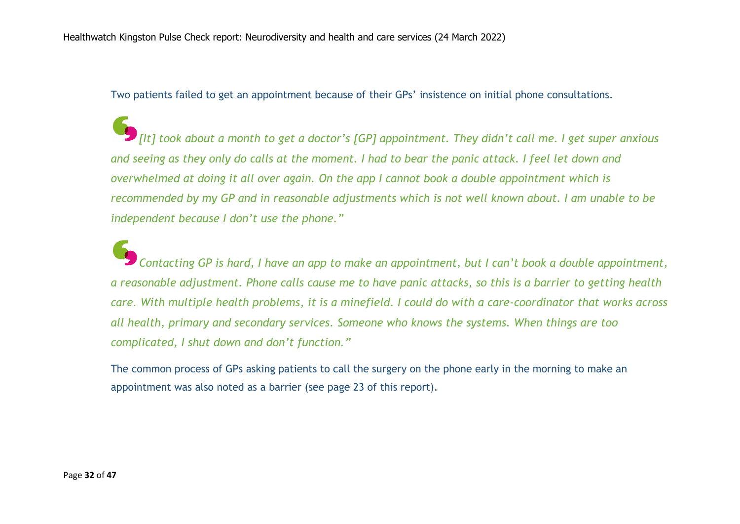Two patients failed to get an appointment because of their GPs' insistence on initial phone consultations.

> *[It] took about a month to get a doctor's [GP] appointment. They didn't call me. I get super anxious and seeing as they only do calls at the moment. I had to bear the panic attack. I feel let down and overwhelmed at doing it all over again. On the app I cannot book a double appointment which is recommended by my GP and in reasonable adjustments which is not well known about. I am unable to be independent because I don't use the phone."*

> *Contacting GP is hard, I have an app to make an appointment, but I can't book a double appointment, a reasonable adjustment. Phone calls cause me to have panic attacks, so this is a barrier to getting health care. With multiple health problems, it is a minefield. I could do with a care-coordinator that works across all health, primary and secondary services. Someone who knows the systems. When things are too complicated, I shut down and don't function."*

The common process of GPs asking patients to call the surgery on the phone early in the morning to make an appointment was also noted as a barrier (see page 23 of this report).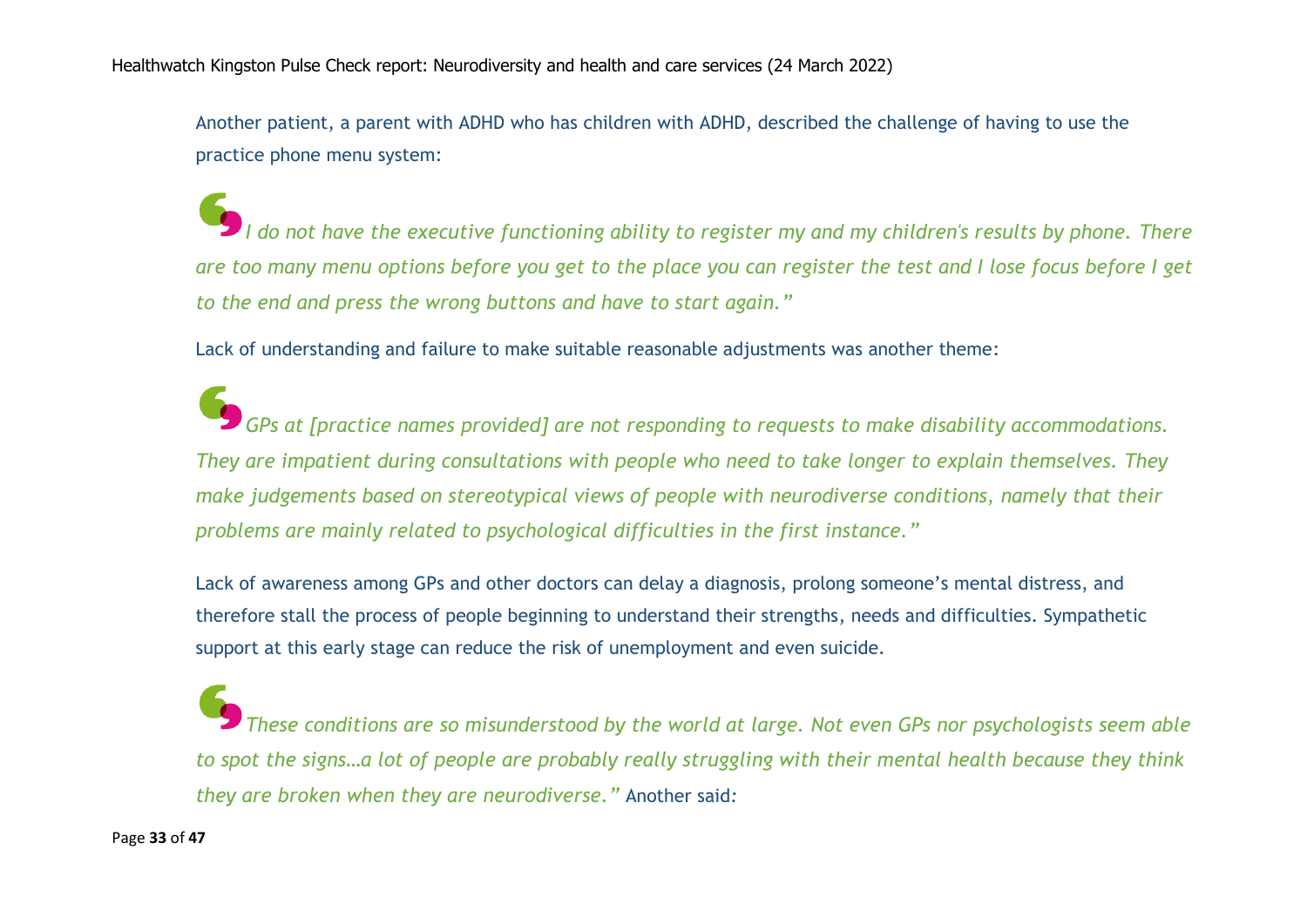Another patient, a parent with ADHD who has children with ADHD, described the challenge of having to use the practice phone menu system:

> *I do not have the executive functioning ability to register my and my children's results by phone. There are too many menu options before you get to the place you can register the test and I lose focus before I get to the end and press the wrong buttons and have to start again."*

Lack of understanding and failure to make suitable reasonable adjustments was another theme:

> *GPs at [practice names provided] are not responding to requests to make disability accommodations. They are impatient during consultations with people who need to take longer to explain themselves. They make judgements based on stereotypical views of people with neurodiverse conditions, namely that their problems are mainly related to psychological difficulties in the first instance."*

Lack of awareness among GPs and other doctors can delay a diagnosis, prolong someone's mental distress, and therefore stall the process of people beginning to understand their strengths, needs and difficulties. Sympathetic support at this early stage can reduce the risk of unemployment and even suicide.

> *These conditions are so misunderstood by the world at large. Not even GPs nor psychologists seem able to spot the signs…a lot of people are probably really struggling with their mental health because they think they are broken when they are neurodiverse."* Another said: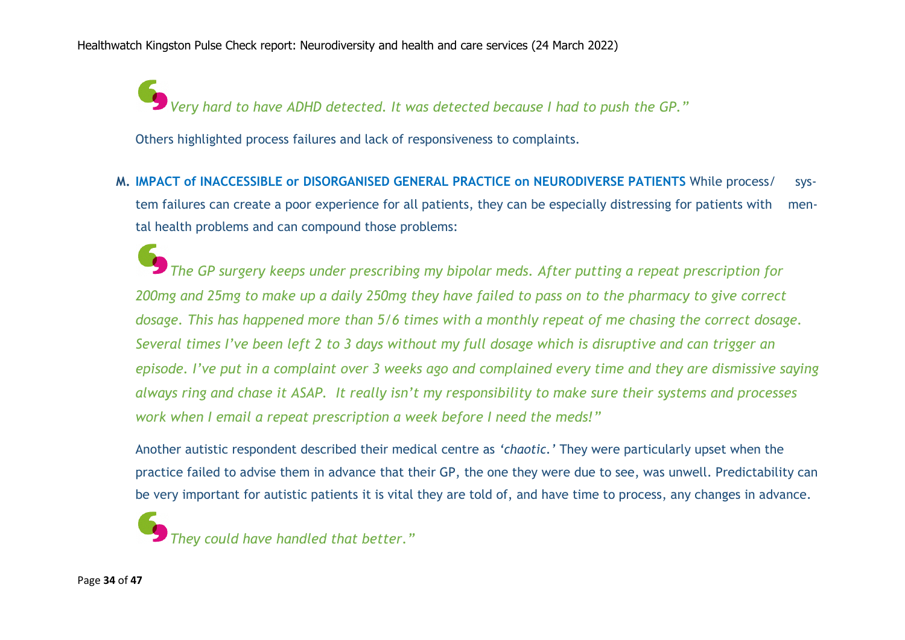*Very hard to have ADHD detected. It was detected because I had to push the GP."*

Others highlighted process failures and lack of responsiveness to complaints.

**M. IMPACT of INACCESSIBLE or DISORGANISED GENERAL PRACTICE on NEURODIVERSE PATIENTS** While process/system failures can create a poor experience for all patients, they can be especially distressing for patients with mental health problems and can compound those problems:

*The GP surgery keeps under prescribing my bipolar meds. After putting a repeat prescription for 200mg and 25mg to make up a daily 250mg they have failed to pass on to the pharmacy to give correct dosage. This has happened more than 5/6 times with a monthly repeat of me chasing the correct dosage. Several times I've been left 2 to 3 days without my full dosage which is disruptive and can trigger an episode. I've put in a complaint over 3 weeks ago and complained every time and they are dismissive saying always ring and chase it ASAP. It really isn't my responsibility to make sure their systems and processes work when I email a repeat prescription a week before I need the meds!"*

Another autistic respondent described their medical centre as *'chaotic.'* They were particularly upset when the practice failed to advise them in advance that their GP, the one they were due to see, was unwell. Predictability can be very important for autistic patients it is vital they are told of, and have time to process, any changes in advance.

*They could have handled that better."*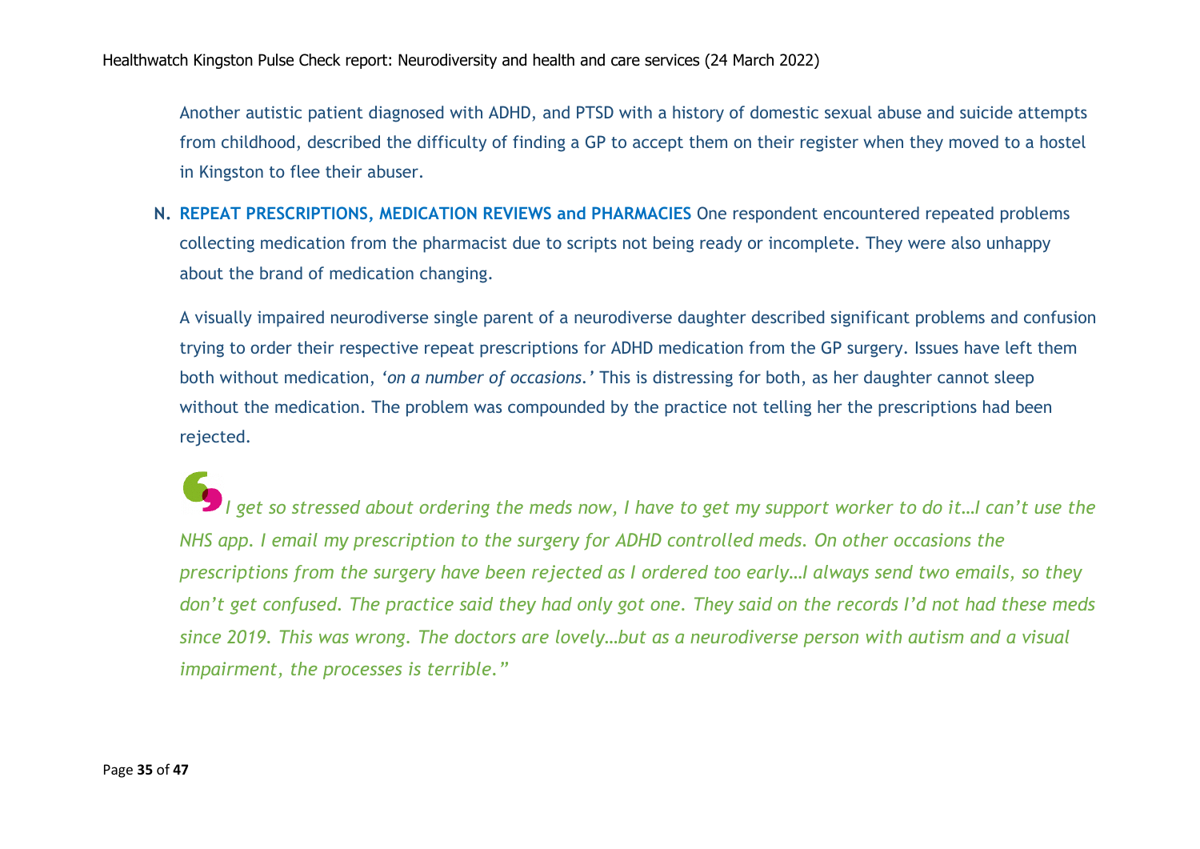Another autistic patient diagnosed with ADHD, and PTSD with a history of domestic sexual abuse and suicide attempts from childhood, described the difficulty of finding a GP to accept them on their register when they moved to a hostel in Kingston to flee their abuser.

**N. REPEAT PRESCRIPTIONS, MEDICATION REVIEWS and PHARMACIES** One respondent encountered repeated problems collecting medication from the pharmacist due to scripts not being ready or incomplete. They were also unhappy about the brand of medication changing.

A visually impaired neurodiverse single parent of a neurodiverse daughter described significant problems and confusion trying to order their respective repeat prescriptions for ADHD medication from the GP surgery. Issues have left them both without medication, *'on a number of occasions.'* This is distressing for both, as her daughter cannot sleep without the medication. The problem was compounded by the practice not telling her the prescriptions had been rejected.

*"I get so stressed about ordering the meds now, I have to get my support worker to do it…I can't use the NHS app. I email my prescription to the surgery for ADHD controlled meds. On other occasions the prescriptions from the surgery have been rejected as I ordered too early…I always send two emails, so they don't get confused. The practice said they had only got one. They said on the records I'd not had these meds since 2019. This was wrong. The doctors are lovely…but as a neurodiverse person with autism and a visual impairment, the processes is terrible."*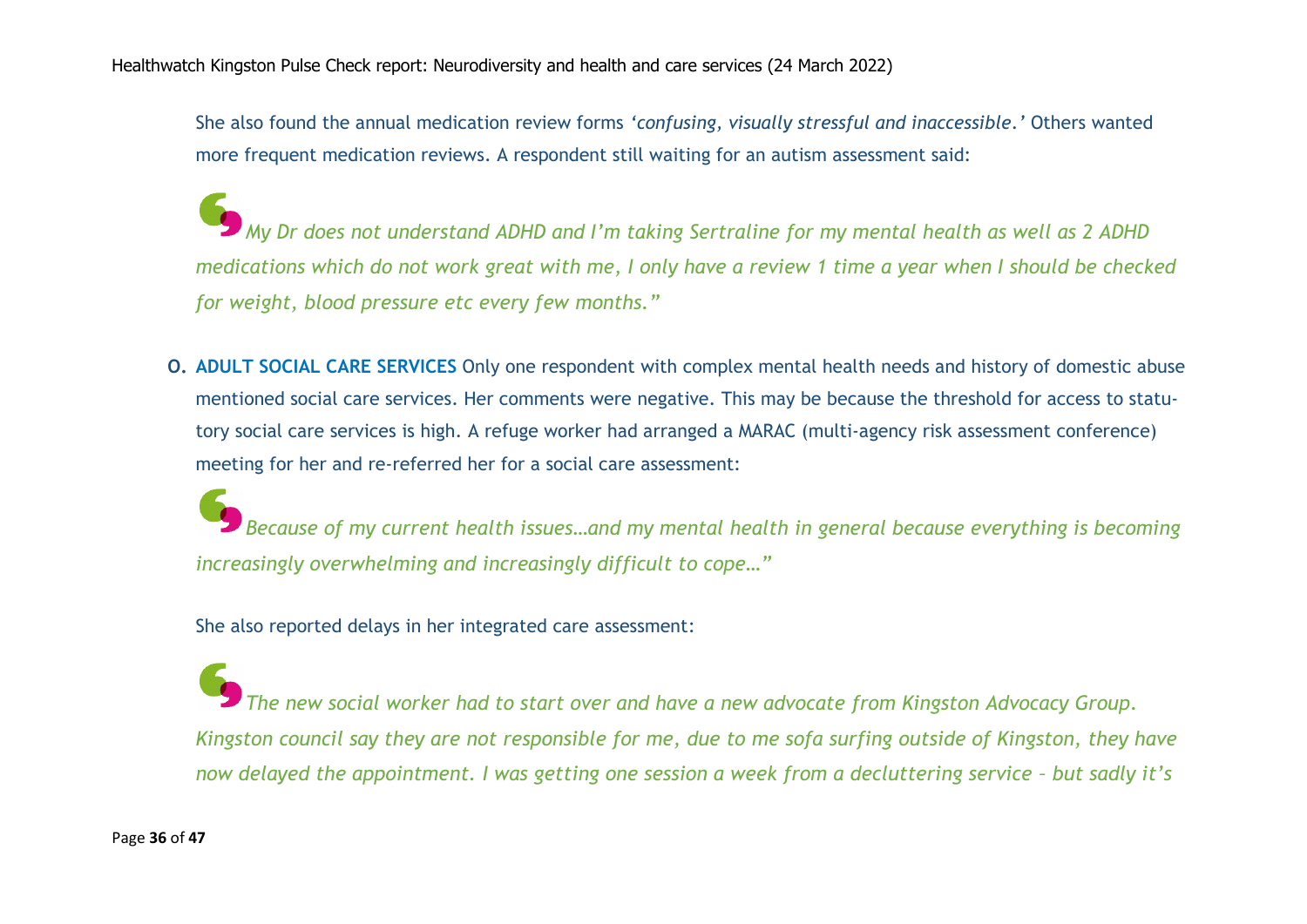She also found the annual medication review forms *'confusing, visually stressful and inaccessible.'* Others wanted more frequent medication reviews. A respondent still waiting for an autism assessment said:

> *My Dr does not understand ADHD and I'm taking Sertraline for my mental health as well as 2 ADHD medications which do not work great with me, I only have a review 1 time a year when I should be checked for weight, blood pressure etc every few months."*

**O. ADULT SOCIAL CARE SERVICES** Only one respondent with complex mental health needs and history of domestic abuse mentioned social care services. Her comments were negative. This may be because the threshold for access to statutory social care services is high. A refuge worker had arranged a MARAC (multi-agency risk assessment conference) meeting for her and re-referred her for a social care assessment:

> *Because of my current health issues…and my mental health in general because everything is becoming increasingly overwhelming and increasingly difficult to cope…"*

She also reported delays in her integrated care assessment:

> *The new social worker had to start over and have a new advocate from Kingston Advocacy Group. Kingston council say they are not responsible for me, due to me sofa surfing outside of Kingston, they have now delayed the appointment. I was getting one session a week from a decluttering service – but sadly it's*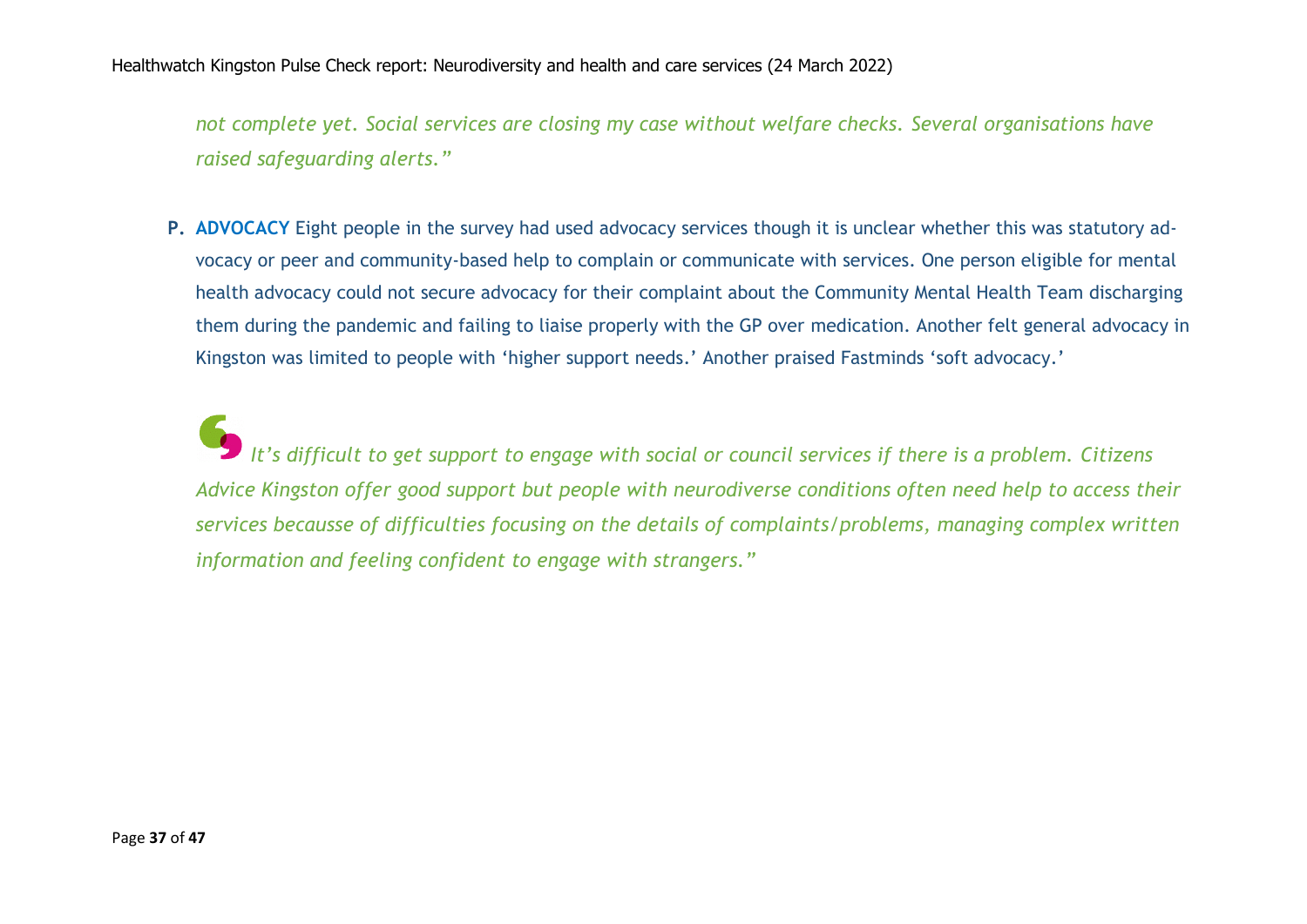*not complete yet. Social services are closing my case without welfare checks. Several organisations have raised safeguarding alerts."*

**P. ADVOCACY** Eight people in the survey had used advocacy services though it is unclear whether this was statutory advocacy or peer and community-based help to complain or communicate with services. One person eligible for mental health advocacy could not secure advocacy for their complaint about the Community Mental Health Team discharging them during the pandemic and failing to liaise properly with the GP over medication. Another felt general advocacy in Kingston was limited to people with 'higher support needs.' Another praised Fastminds 'soft advocacy.'

*"It's difficult to get support to engage with social or council services if there is a problem. Citizens Advice Kingston offer good support but people with neurodiverse conditions often need help to access their services becausse of difficulties focusing on the details of complaints/problems, managing complex written information and feeling confident to engage with strangers."*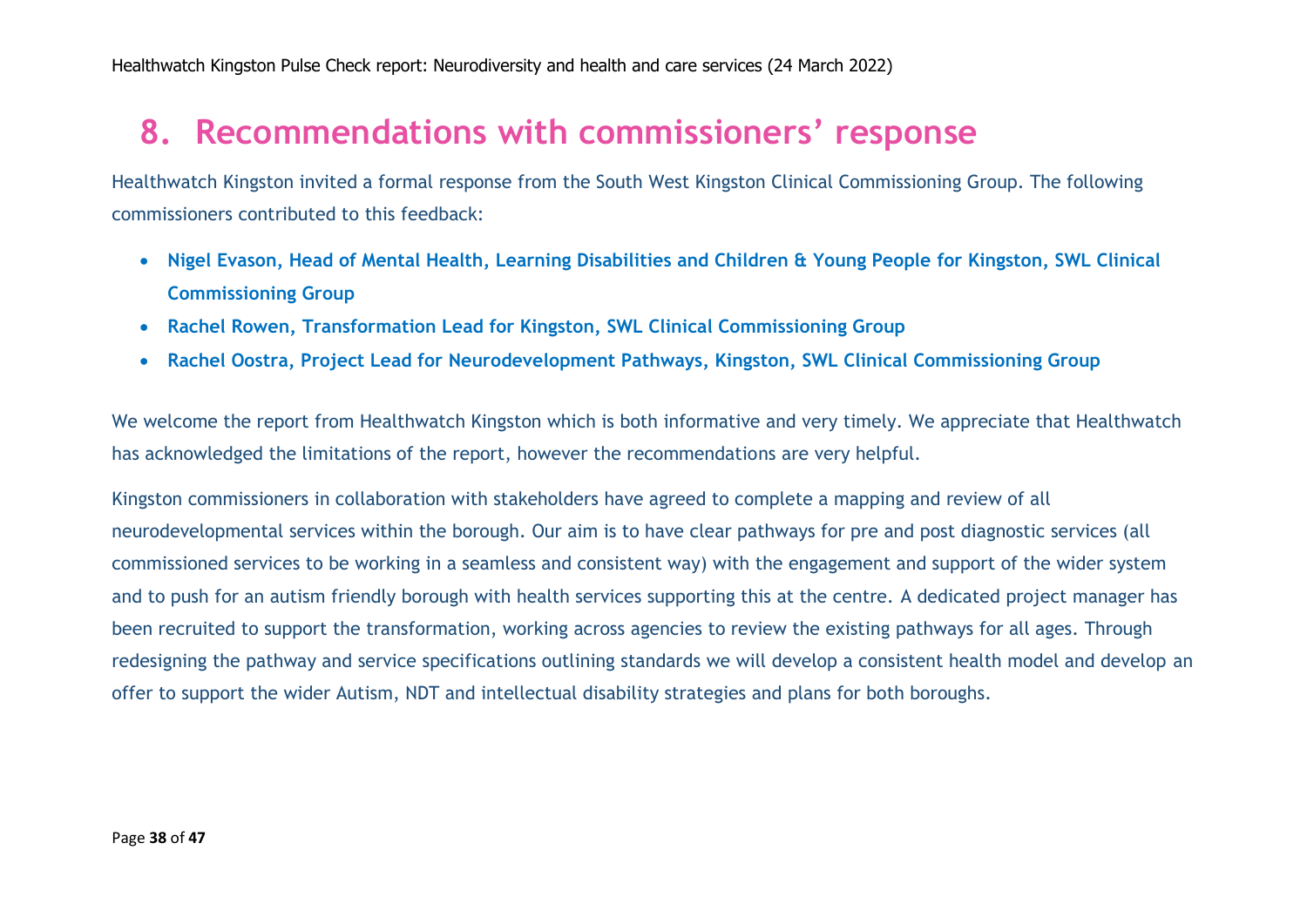## 8. Recommendations with commissioners' response

Healthwatch Kingston invited a formal response from the South West Kingston Clinical Commissioning Group. The following commissioners contributed to this feedback:

- **Nigel Evason, Head of Mental Health, Learning Disabilities and Children & Young People for Kingston, SWL Clinical Commissioning Group**
- **Rachel Rowen, Transformation Lead for Kingston, SWL Clinical Commissioning Group**
- **Rachel Oostra, Project Lead for Neurodevelopment Pathways, Kingston, SWL Clinical Commissioning Group**

We welcome the report from Healthwatch Kingston which is both informative and very timely. We appreciate that Healthwatch has acknowledged the limitations of the report, however the recommendations are very helpful.

Kingston commissioners in collaboration with stakeholders have agreed to complete a mapping and review of all neurodevelopmental services within the borough. Our aim is to have clear pathways for pre and post diagnostic services (all commissioned services to be working in a seamless and consistent way) with the engagement and support of the wider system and to push for an autism friendly borough with health services supporting this at the centre. A dedicated project manager has been recruited to support the transformation, working across agencies to review the existing pathways for all ages. Through redesigning the pathway and service specifications outlining standards we will develop a consistent health model and develop an offer to support the wider Autism, NDT and intellectual disability strategies and plans for both boroughs.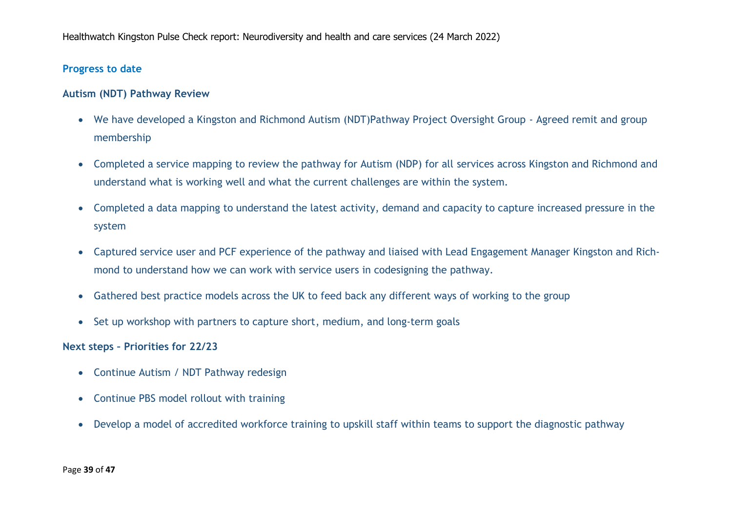### Progress to date

**Autism (NDT) Pathway Review**

- We have developed a Kingston and Richmond Autism (NDT)Pathway Project Oversight Group - Agreed remit and group membership
- Completed a service mapping to review the pathway for Autism (NDP) for all services across Kingston and Richmond and understand what is working well and what the current challenges are within the system.
- Completed a data mapping to understand the latest activity, demand and capacity to capture increased pressure in the system
- Captured service user and PCF experience of the pathway and liaised with Lead Engagement Manager Kingston and Richmond to understand how we can work with service users in codesigning the pathway.
- Gathered best practice models across the UK to feed back any different ways of working to the group
- Set up workshop with partners to capture short, medium, and long-term goals

**Next steps – Priorities for 22/23**

- Continue Autism / NDT Pathway redesign
- Continue PBS model rollout with training
- Develop a model of accredited workforce training to upskill staff within teams to support the diagnostic pathway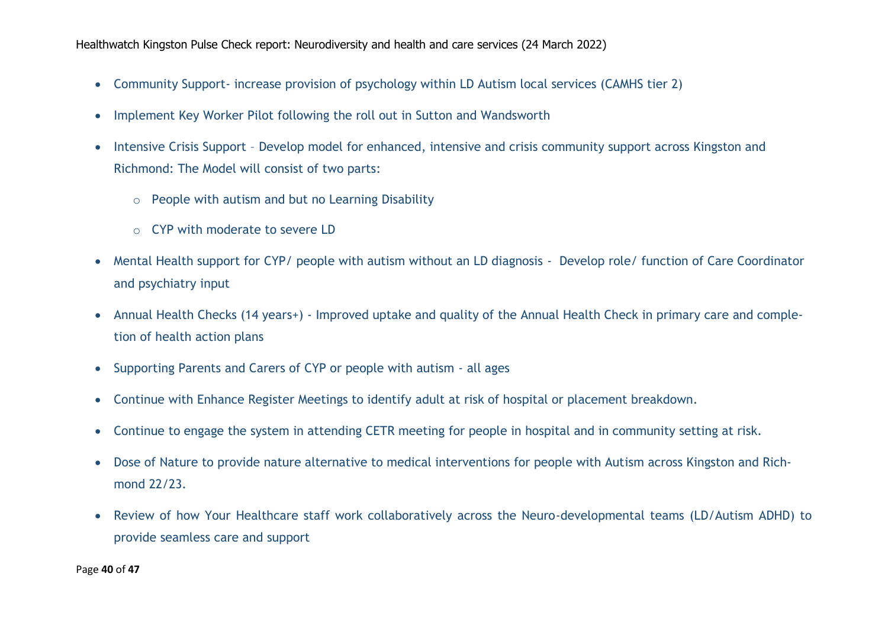- Community Support- increase provision of psychology within LD Autism local services (CAMHS tier 2)
- Implement Key Worker Pilot following the roll out in Sutton and Wandsworth
- Intensive Crisis Support – Develop model for enhanced, intensive and crisis community support across Kingston and Richmond: The Model will consist of two parts:
    - People with autism and but no Learning Disability
    - CYP with moderate to severe LD
- Mental Health support for CYP/ people with autism without an LD diagnosis - Develop role/ function of Care Coordinator and psychiatry input
- Annual Health Checks (14 years+) - Improved uptake and quality of the Annual Health Check in primary care and completion of health action plans
- Supporting Parents and Carers of CYP or people with autism - all ages
- Continue with Enhance Register Meetings to identify adult at risk of hospital or placement breakdown.
- Continue to engage the system in attending CETR meeting for people in hospital and in community setting at risk.
- Dose of Nature to provide nature alternative to medical interventions for people with Autism across Kingston and Richmond 22/23.
- Review of how Your Healthcare staff work collaboratively across the Neuro-developmental teams (LD/Autism ADHD) to provide seamless care and support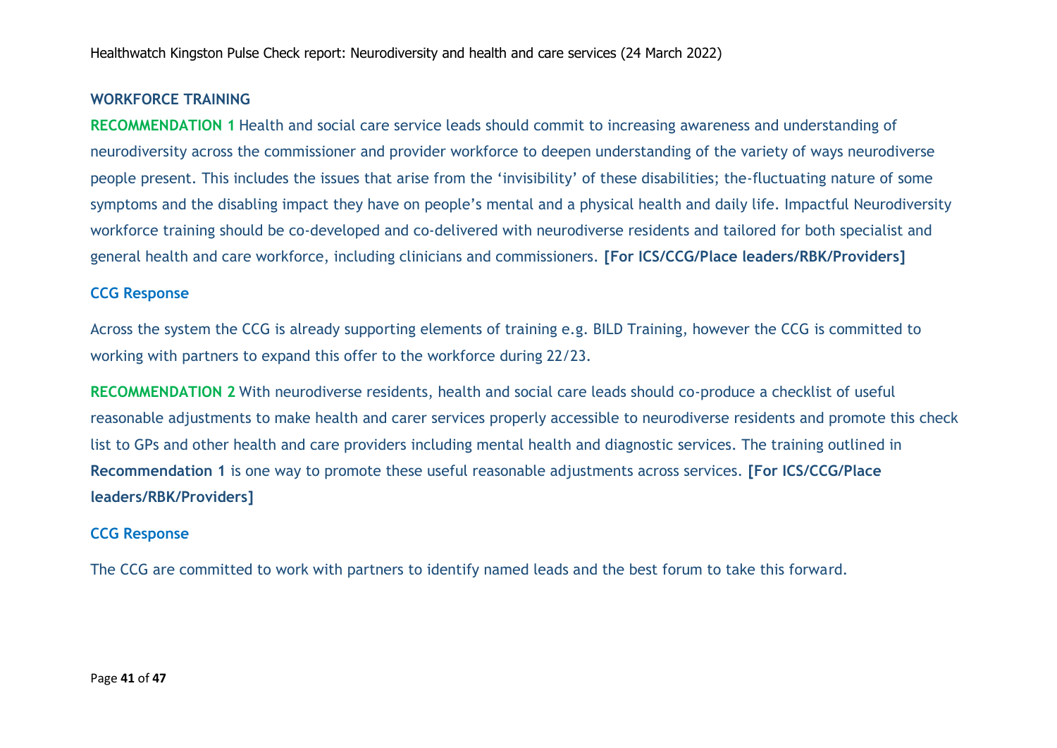## WORKFORCE TRAINING

**RECOMMENDATION 1** Health and social care service leads should commit to increasing awareness and understanding of neurodiversity across the commissioner and provider workforce to deepen understanding of the variety of ways neurodiverse people present. This includes the issues that arise from the 'invisibility' of these disabilities; the-fluctuating nature of some symptoms and the disabling impact they have on people's mental and a physical health and daily life. Impactful Neurodiversity workforce training should be co-developed and co-delivered with neurodiverse residents and tailored for both specialist and general health and care workforce, including clinicians and commissioners. **[For ICS/CCG/Place leaders/RBK/Providers]**

### CCG Response

Across the system the CCG is already supporting elements of training e.g. BILD Training, however the CCG is committed to working with partners to expand this offer to the workforce during 22/23.

**RECOMMENDATION 2** With neurodiverse residents, health and social care leads should co-produce a checklist of useful reasonable adjustments to make health and carer services properly accessible to neurodiverse residents and promote this check list to GPs and other health and care providers including mental health and diagnostic services. The training outlined in **Recommendation 1** is one way to promote these useful reasonable adjustments across services. **[For ICS/CCG/Place leaders/RBK/Providers]**

### CCG Response

The CCG are committed to work with partners to identify named leads and the best forum to take this forward.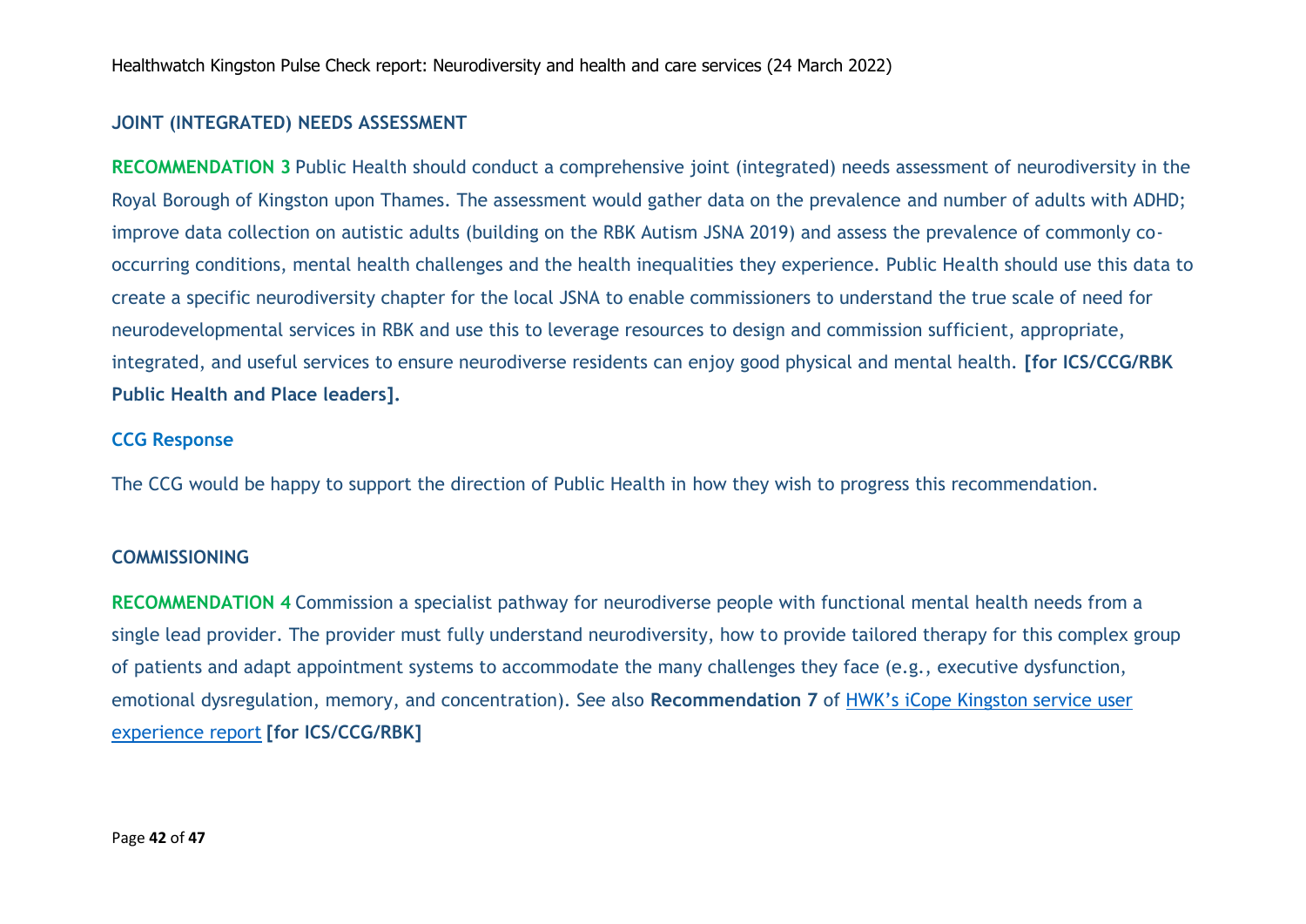## JOINT (INTEGRATED) NEEDS ASSESSMENT

**RECOMMENDATION 3** Public Health should conduct a comprehensive joint (integrated) needs assessment of neurodiversity in the Royal Borough of Kingston upon Thames. The assessment would gather data on the prevalence and number of adults with ADHD; improve data collection on autistic adults (building on the RBK Autism JSNA 2019) and assess the prevalence of commonly co-occurring conditions, mental health challenges and the health inequalities they experience. Public Health should use this data to create a specific neurodiversity chapter for the local JSNA to enable commissioners to understand the true scale of need for neurodevelopmental services in RBK and use this to leverage resources to design and commission sufficient, appropriate, integrated, and useful services to ensure neurodiverse residents can enjoy good physical and mental health. **[for ICS/CCG/RBK Public Health and Place leaders].**

### CCG Response

The CCG would be happy to support the direction of Public Health in how they wish to progress this recommendation.

## COMMISSIONING

**RECOMMENDATION 4** Commission a specialist pathway for neurodiverse people with functional mental health needs from a single lead provider. The provider must fully understand neurodiversity, how to provide tailored therapy for this complex group of patients and adapt appointment systems to accommodate the many challenges they face (e.g., executive dysfunction, emotional dysregulation, memory, and concentration). See also **Recommendation 7** of HWK's iCope Kingston service user experience report **[for ICS/CCG/RBK]**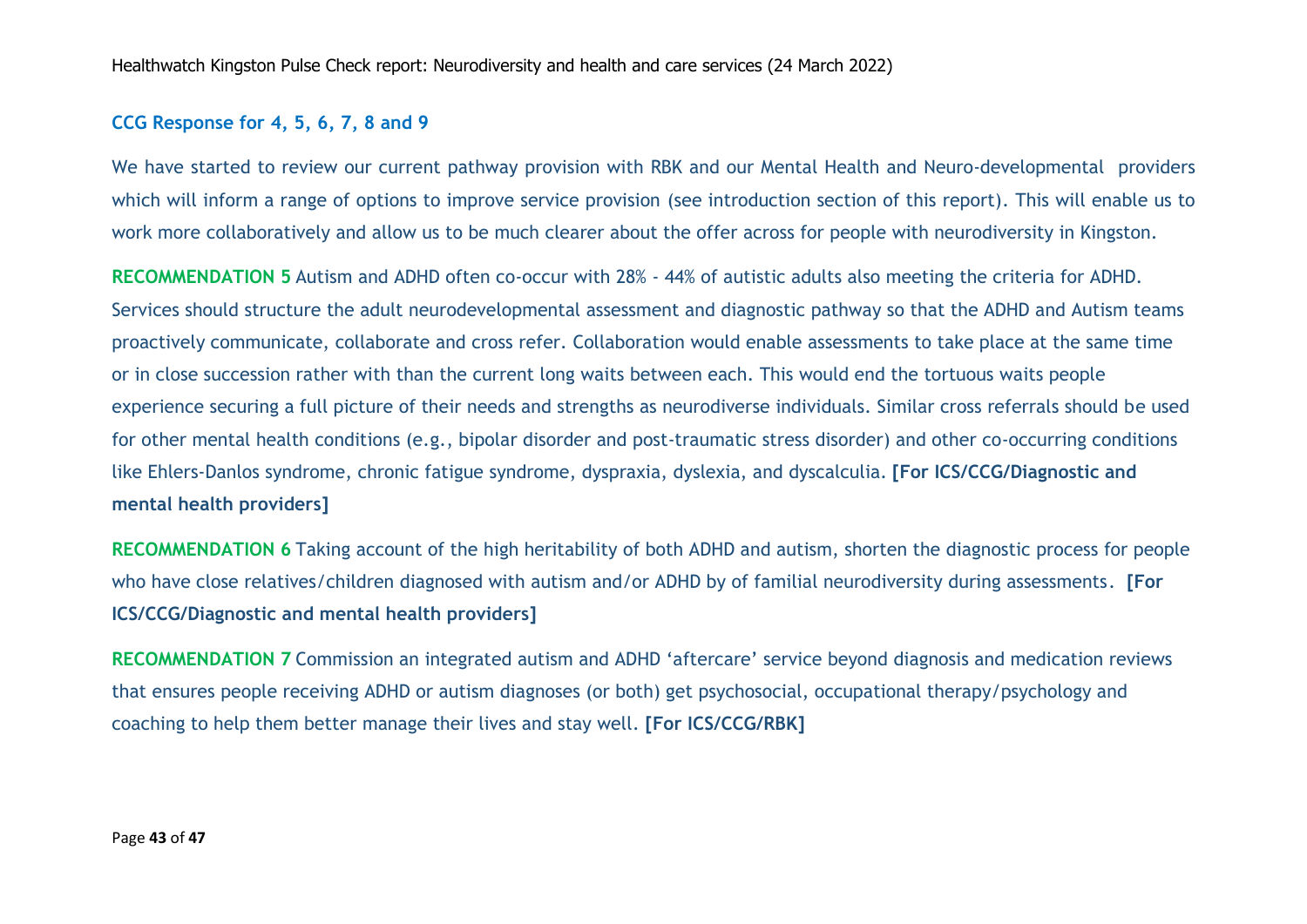### CCG Response for 4, 5, 6, 7, 8 and 9

We have started to review our current pathway provision with RBK and our Mental Health and Neuro-developmental providers which will inform a range of options to improve service provision (see introduction section of this report). This will enable us to work more collaboratively and allow us to be much clearer about the offer across for people with neurodiversity in Kingston.

**RECOMMENDATION 5** Autism and ADHD often co-occur with 28% - 44% of autistic adults also meeting the criteria for ADHD. Services should structure the adult neurodevelopmental assessment and diagnostic pathway so that the ADHD and Autism teams proactively communicate, collaborate and cross refer. Collaboration would enable assessments to take place at the same time or in close succession rather with than the current long waits between each. This would end the tortuous waits people experience securing a full picture of their needs and strengths as neurodiverse individuals. Similar cross referrals should be used for other mental health conditions (e.g., bipolar disorder and post-traumatic stress disorder) and other co-occurring conditions like Ehlers-Danlos syndrome, chronic fatigue syndrome, dyspraxia, dyslexia, and dyscalculia. **[For ICS/CCG/Diagnostic and mental health providers]**

**RECOMMENDATION 6** Taking account of the high heritability of both ADHD and autism, shorten the diagnostic process for people who have close relatives/children diagnosed with autism and/or ADHD by of familial neurodiversity during assessments. **[For ICS/CCG/Diagnostic and mental health providers]**

**RECOMMENDATION 7** Commission an integrated autism and ADHD 'aftercare' service beyond diagnosis and medication reviews that ensures people receiving ADHD or autism diagnoses (or both) get psychosocial, occupational therapy/psychology and coaching to help them better manage their lives and stay well. **[For ICS/CCG/RBK]**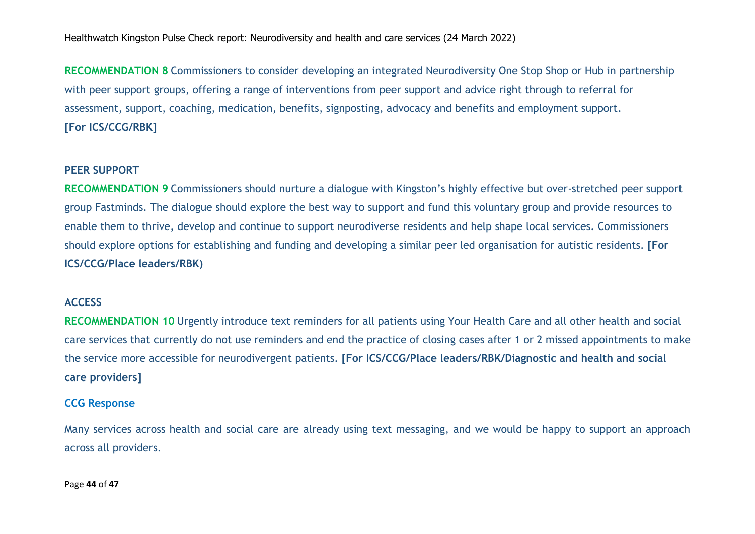**RECOMMENDATION 8** Commissioners to consider developing an integrated Neurodiversity One Stop Shop or Hub in partnership with peer support groups, offering a range of interventions from peer support and advice right through to referral for assessment, support, coaching, medication, benefits, signposting, advocacy and benefits and employment support. **[For ICS/CCG/RBK]**

### PEER SUPPORT

**RECOMMENDATION 9** Commissioners should nurture a dialogue with Kingston's highly effective but over-stretched peer support group Fastminds. The dialogue should explore the best way to support and fund this voluntary group and provide resources to enable them to thrive, develop and continue to support neurodiverse residents and help shape local services. Commissioners should explore options for establishing and funding and developing a similar peer led organisation for autistic residents. **[For ICS/CCG/Place leaders/RBK)**

### ACCESS

**RECOMMENDATION 10** Urgently introduce text reminders for all patients using Your Health Care and all other health and social care services that currently do not use reminders and end the practice of closing cases after 1 or 2 missed appointments to make the service more accessible for neurodivergent patients. **[For ICS/CCG/Place leaders/RBK/Diagnostic and health and social care providers]**

#### CCG Response

Many services across health and social care are already using text messaging, and we would be happy to support an approach across all providers.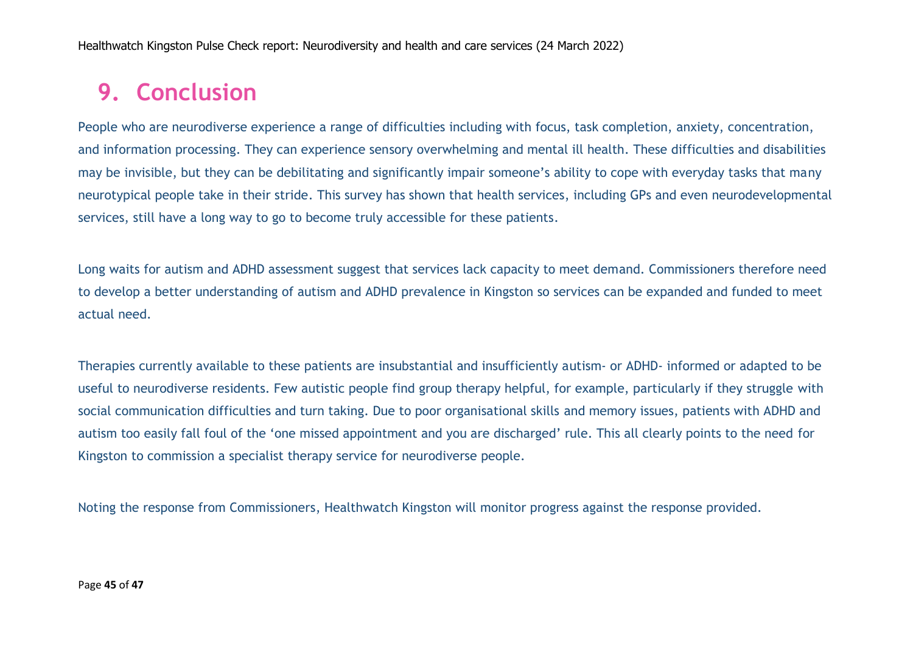## 9. Conclusion

People who are neurodiverse experience a range of difficulties including with focus, task completion, anxiety, concentration, and information processing. They can experience sensory overwhelming and mental ill health. These difficulties and disabilities may be invisible, but they can be debilitating and significantly impair someone's ability to cope with everyday tasks that many neurotypical people take in their stride. This survey has shown that health services, including GPs and even neurodevelopmental services, still have a long way to go to become truly accessible for these patients.

Long waits for autism and ADHD assessment suggest that services lack capacity to meet demand. Commissioners therefore need to develop a better understanding of autism and ADHD prevalence in Kingston so services can be expanded and funded to meet actual need.

Therapies currently available to these patients are insubstantial and insufficiently autism- or ADHD- informed or adapted to be useful to neurodiverse residents. Few autistic people find group therapy helpful, for example, particularly if they struggle with social communication difficulties and turn taking. Due to poor organisational skills and memory issues, patients with ADHD and autism too easily fall foul of the 'one missed appointment and you are discharged' rule. This all clearly points to the need for Kingston to commission a specialist therapy service for neurodiverse people.

Noting the response from Commissioners, Healthwatch Kingston will monitor progress against the response provided.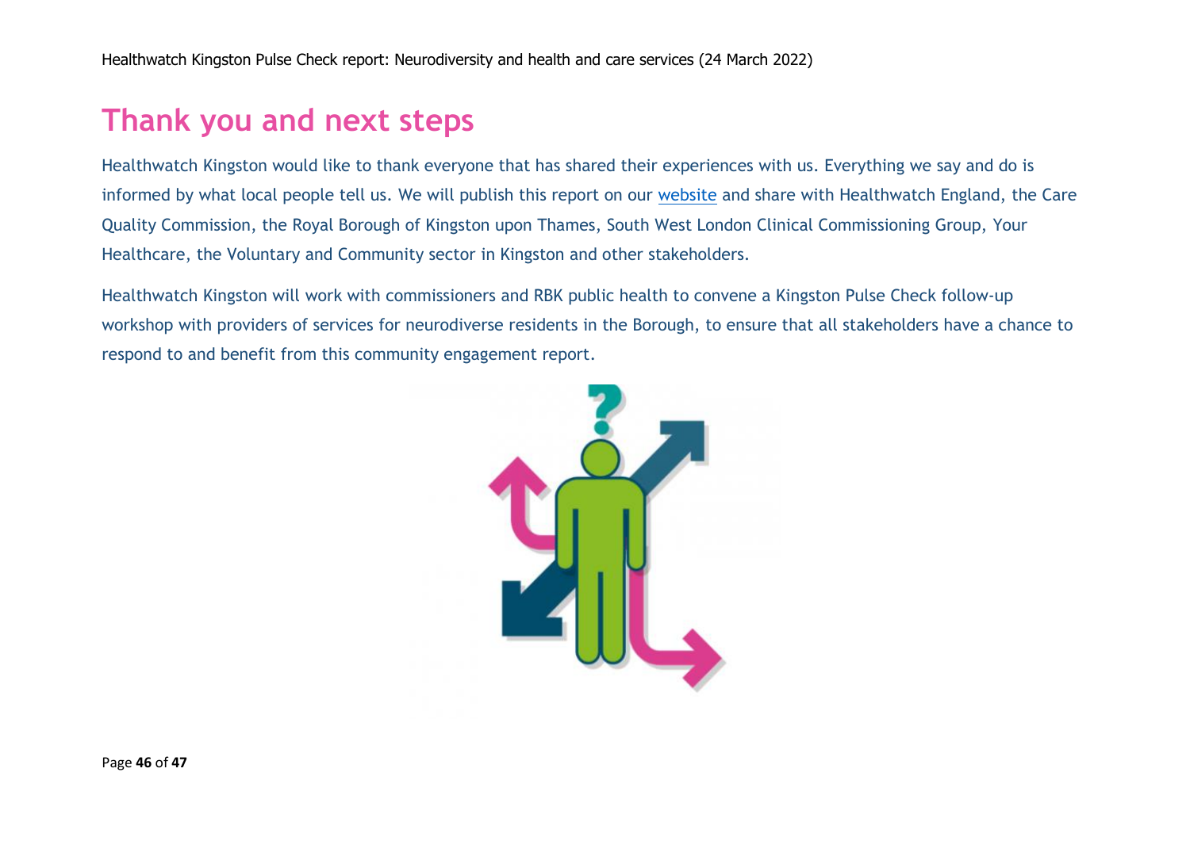# Thank you and next steps

Healthwatch Kingston would like to thank everyone that has shared their experiences with us. Everything we say and do is informed by what local people tell us. We will publish this report on our website and share with Healthwatch England, the Care Quality Commission, the Royal Borough of Kingston upon Thames, South West London Clinical Commissioning Group, Your Healthcare, the Voluntary and Community sector in Kingston and other stakeholders.

Healthwatch Kingston will work with commissioners and RBK public health to convene a Kingston Pulse Check follow-up workshop with providers of services for neurodiverse residents in the Borough, to ensure that all stakeholders have a chance to respond to and benefit from this community engagement report.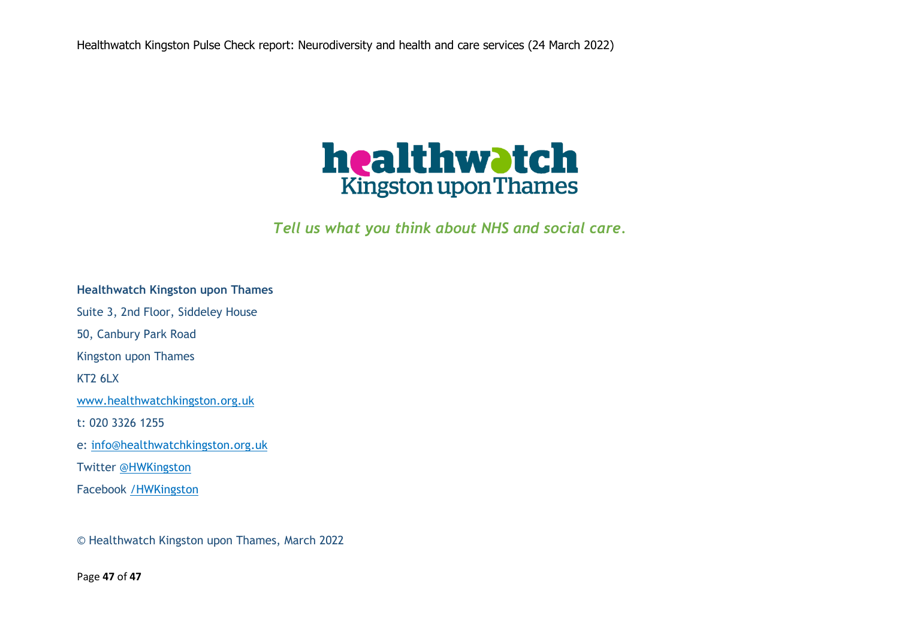*Tell us what you think about NHS and social care.*

**Healthwatch Kingston upon Thames**

Suite 3, 2nd Floor, Siddeley House

50, Canbury Park Road

Kingston upon Thames

KT2 6LX

www.healthwatchkingston.org.uk

t: 020 3326 1255

e: info@healthwatchkingston.org.uk

Twitter @HWKingston

Facebook /HWKingston

© Healthwatch Kingston upon Thames, March 2022